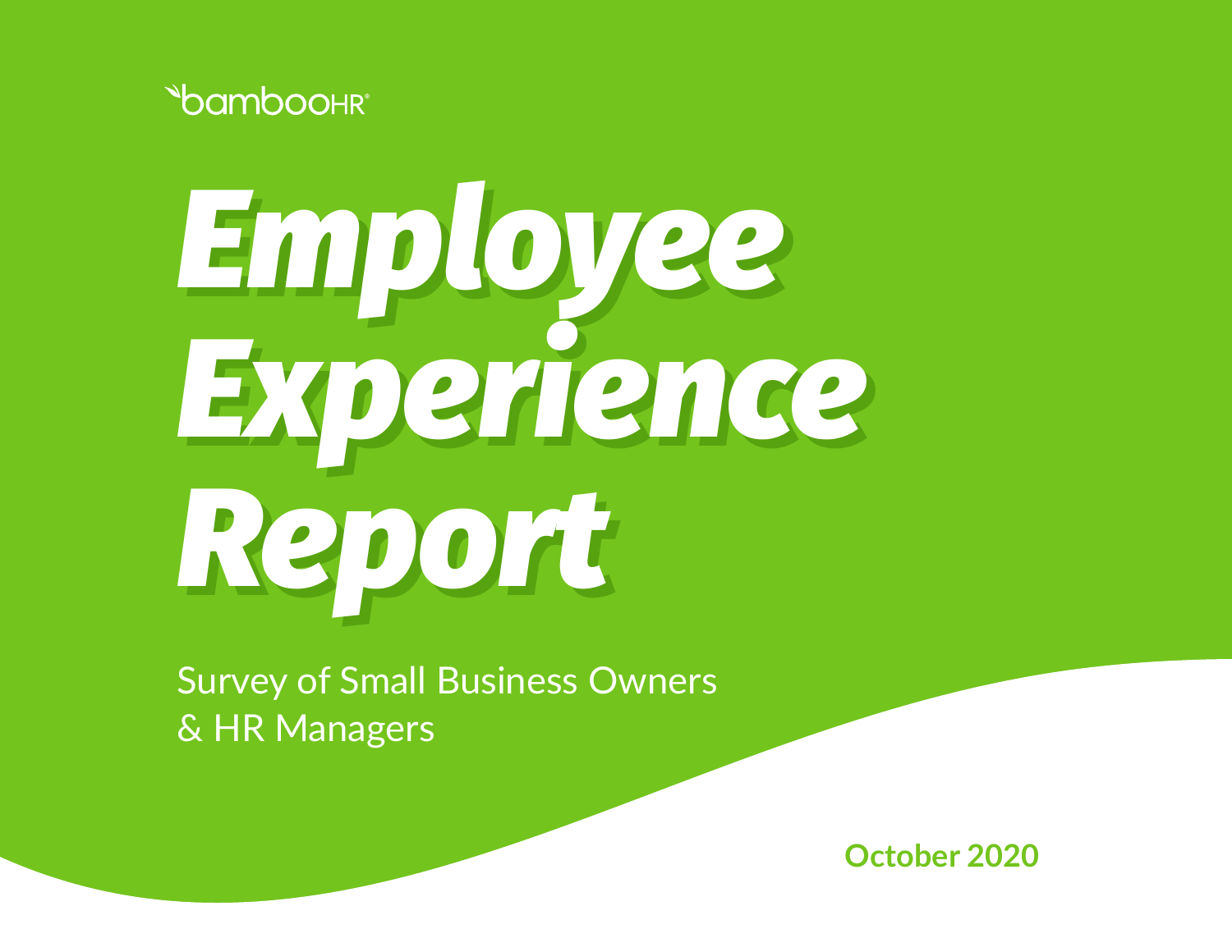bambooHR®

# Employee Experience Report

Survey of Small Business Owners & HR Managers

**October 2020**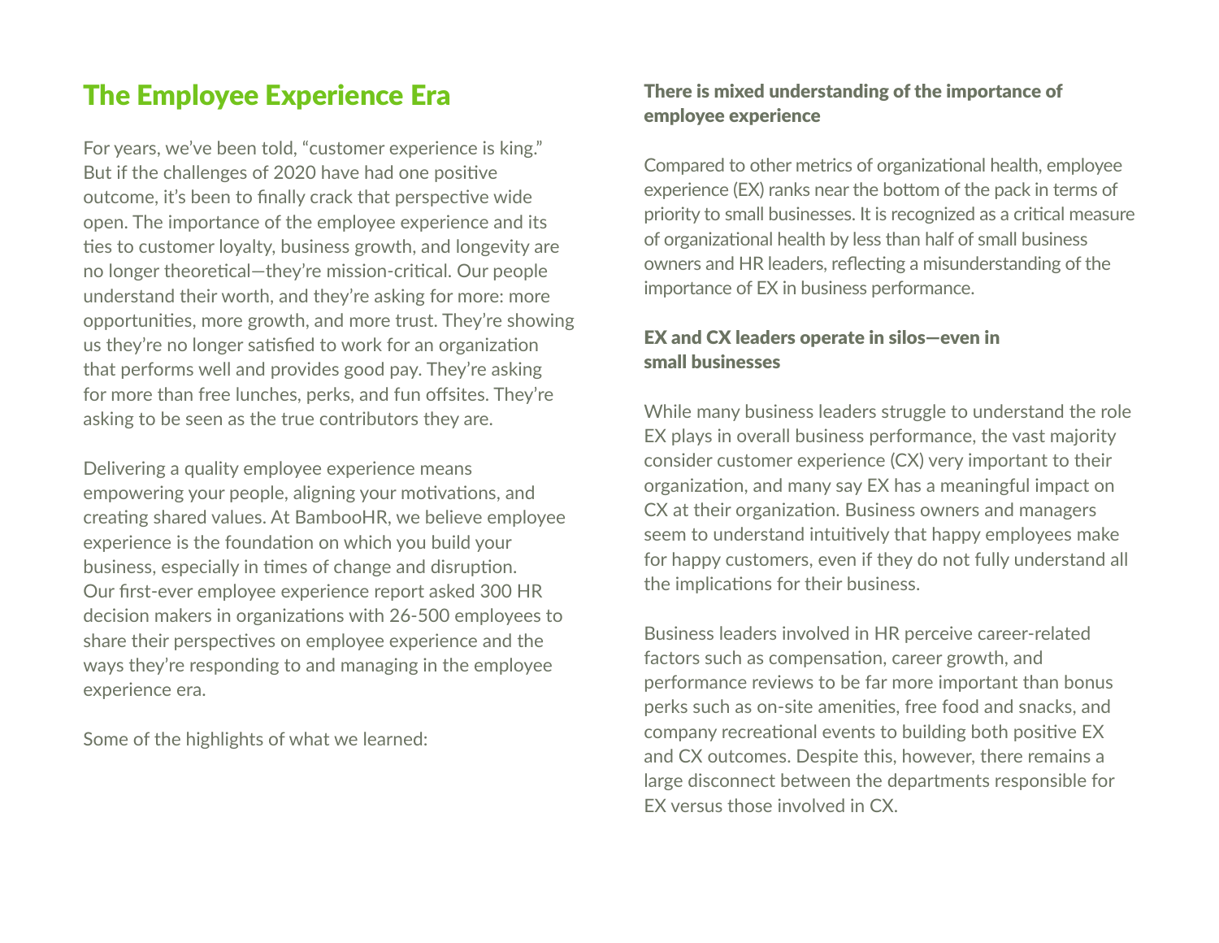# The Employee Experience Era

For years, we've been told, "customer experience is king." But if the challenges of 2020 have had one positive outcome, it's been to finally crack that perspective wide open. The importance of the employee experience and its ties to customer loyalty, business growth, and longevity are no longer theoretical—they're mission-critical. Our people understand their worth, and they're asking for more: more opportunities, more growth, and more trust. They're showing us they're no longer satisfied to work for an organization that performs well and provides good pay. They're asking for more than free lunches, perks, and fun offsites. They're asking to be seen as the true contributors they are.

Delivering a quality employee experience means empowering your people, aligning your motivations, and creating shared values. At BambooHR, we believe employee experience is the foundation on which you build your business, especially in times of change and disruption. Our first-ever employee experience report asked 300 HR decision makers in organizations with 26-500 employees to share their perspectives on employee experience and the ways they're responding to and managing in the employee experience era.

Some of the highlights of what we learned:

### There is mixed understanding of the importance of employee experience

Compared to other metrics of organizational health, employee experience (EX) ranks near the bottom of the pack in terms of priority to small businesses. It is recognized as a critical measure of organizational health by less than half of small business owners and HR leaders, reflecting a misunderstanding of the importance of EX in business performance.

### EX and CX leaders operate in silos—even in small businesses

While many business leaders struggle to understand the role EX plays in overall business performance, the vast majority consider customer experience (CX) very important to their organization, and many say EX has a meaningful impact on CX at their organization. Business owners and managers seem to understand intuitively that happy employees make for happy customers, even if they do not fully understand all the implications for their business.

Business leaders involved in HR perceive career-related factors such as compensation, career growth, and performance reviews to be far more important than bonus perks such as on-site amenities, free food and snacks, and company recreational events to building both positive EX and CX outcomes. Despite this, however, there remains a large disconnect between the departments responsible for EX versus those involved in CX.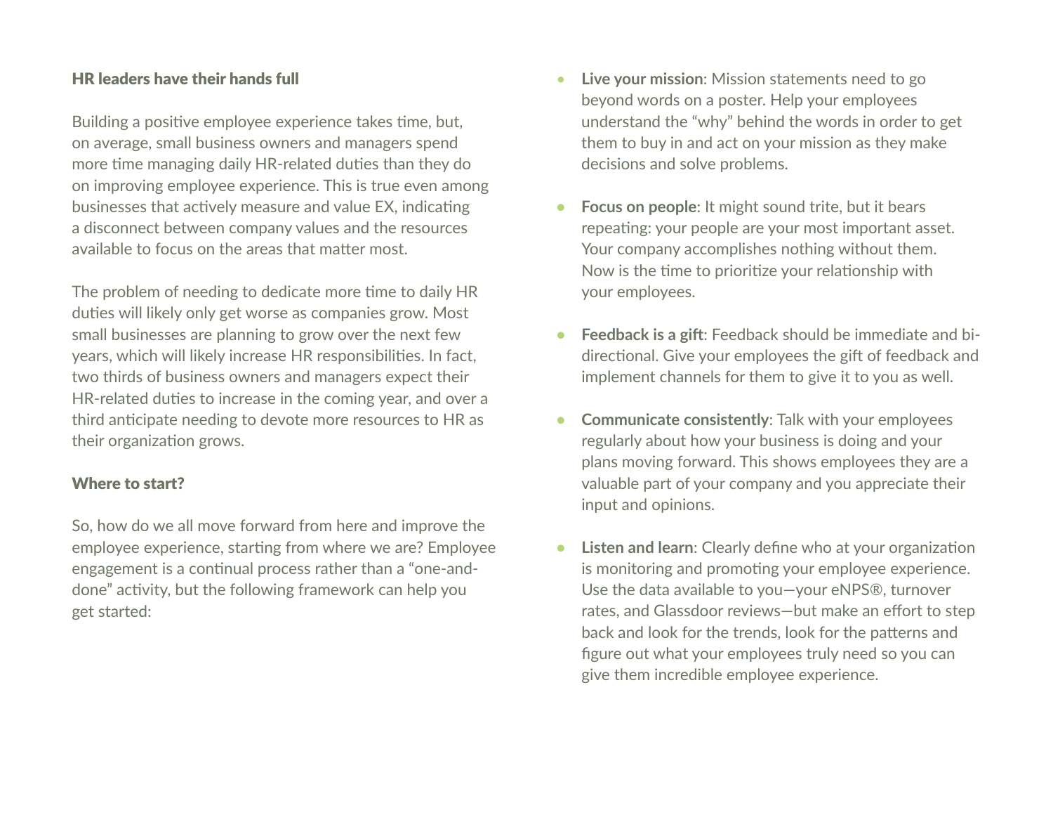### HR leaders have their hands full

Building a positive employee experience takes time, but, on average, small business owners and managers spend more time managing daily HR-related duties than they do on improving employee experience. This is true even among businesses that actively measure and value EX, indicating a disconnect between company values and the resources available to focus on the areas that matter most.

The problem of needing to dedicate more time to daily HR duties will likely only get worse as companies grow. Most small businesses are planning to grow over the next few years, which will likely increase HR responsibilities. In fact, two thirds of business owners and managers expect their HR-related duties to increase in the coming year, and over a third anticipate needing to devote more resources to HR as their organization grows.

### Where to start?

So, how do we all move forward from here and improve the employee experience, starting from where we are? Employee engagement is a continual process rather than a "one-and-done" activity, but the following framework can help you get started:

- **Live your mission**: Mission statements need to go beyond words on a poster. Help your employees understand the "why" behind the words in order to get them to buy in and act on your mission as they make decisions and solve problems.

- **Focus on people**: It might sound trite, but it bears repeating: your people are your most important asset. Your company accomplishes nothing without them. Now is the time to prioritize your relationship with your employees.

- **Feedback is a gift**: Feedback should be immediate and bi-directional. Give your employees the gift of feedback and implement channels for them to give it to you as well.

- **Communicate consistently**: Talk with your employees regularly about how your business is doing and your plans moving forward. This shows employees they are a valuable part of your company and you appreciate their input and opinions.

- **Listen and learn**: Clearly define who at your organization is monitoring and promoting your employee experience. Use the data available to you—your eNPS®, turnover rates, and Glassdoor reviews—but make an effort to step back and look for the trends, look for the patterns and figure out what your employees truly need so you can give them incredible employee experience.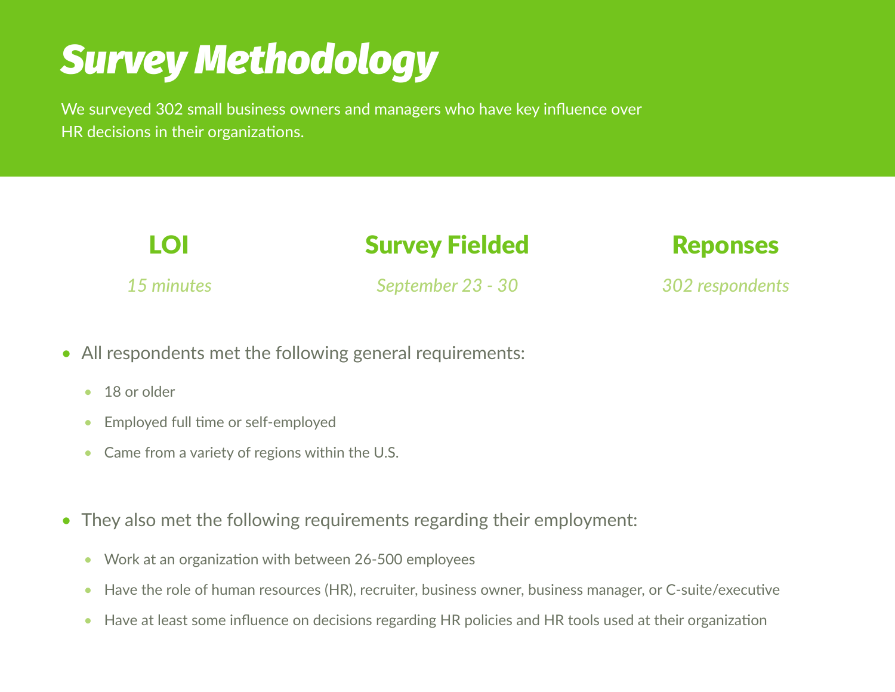# *Survey Methodology*

We surveyed 302 small business owners and managers who have key influence over HR decisions in their organizations.

| LOI | Survey Fielded | Reponses |
| --- | --- | --- |
| *15 minutes* | *September 23 - 30* | *302 respondents* |

- All respondents met the following general requirements:
  - 18 or older
  - Employed full time or self-employed
  - Came from a variety of regions within the U.S.

- They also met the following requirements regarding their employment:
  - Work at an organization with between 26-500 employees
  - Have the role of human resources (HR), recruiter, business owner, business manager, or C-suite/executive
  - Have at least some influence on decisions regarding HR policies and HR tools used at their organization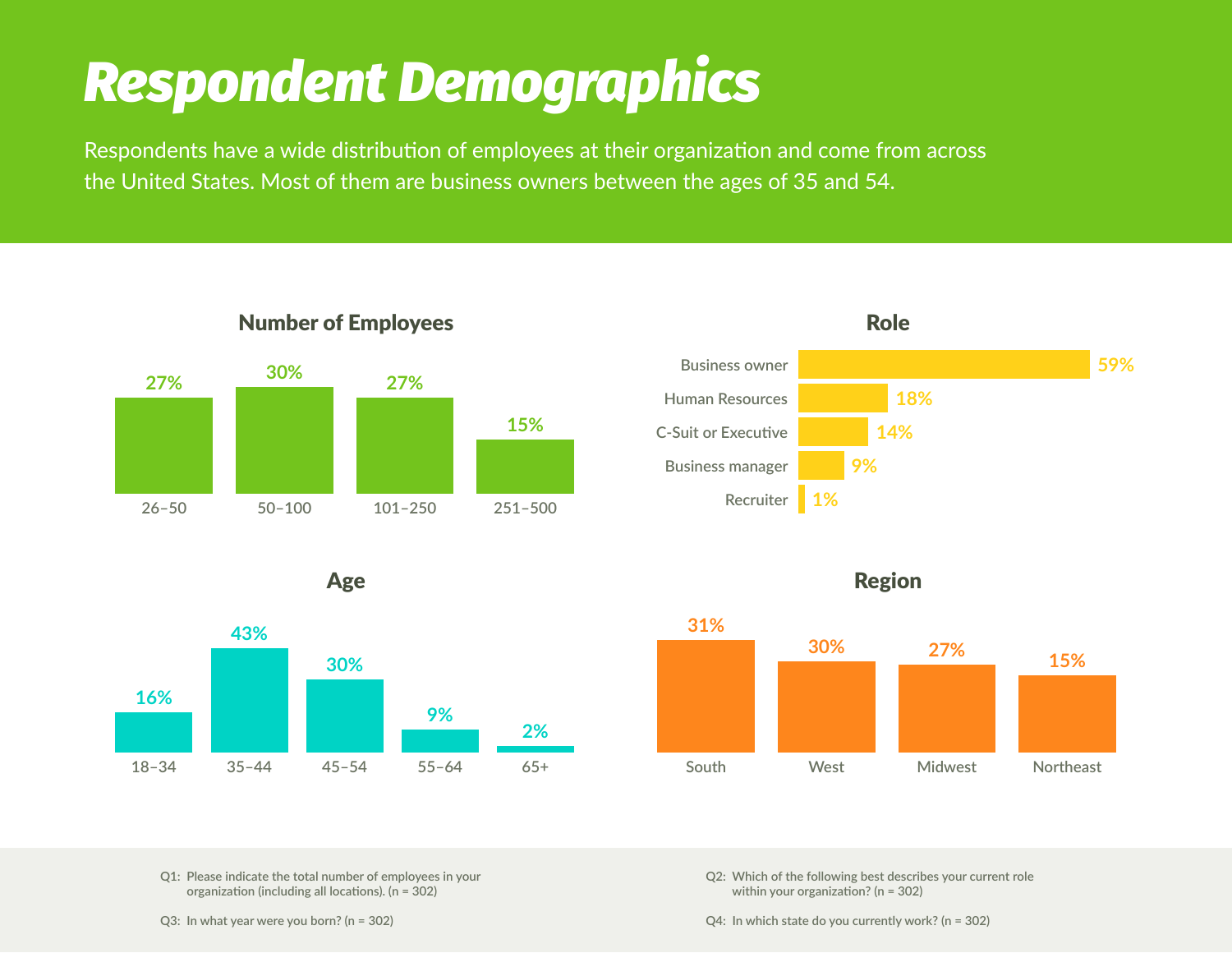# Respondent Demographics

Respondents have a wide distribution of employees at their organization and come from across the United States. Most of them are business owners between the ages of 35 and 54.

### Number of Employees

| 26–50 | 50–100 | 101–250 | 251–500 |
|---|---|---|---|
| 27% | 30% | 27% | 15% |

### Role

| Role | % |
|---|---|
| Business owner | 59% |
| Human Resources | 18% |
| C-Suit or Executive | 14% |
| Business manager | 9% |
| Recruiter | 1% |

### Age

| 18–34 | 35–44 | 45–54 | 55–64 | 65+ |
|---|---|---|---|---|
| 16% | 43% | 30% | 9% | 2% |

### Region

| South | West | Midwest | Northeast |
|---|---|---|---|
| 31% | 30% | 27% | 15% |

Q1: Please indicate the total number of employees in your organization (including all locations). (n = 302)

Q2: Which of the following best describes your current role within your organization? (n = 302)

Q3: In what year were you born? (n = 302)

Q4: In which state do you currently work? (n = 302)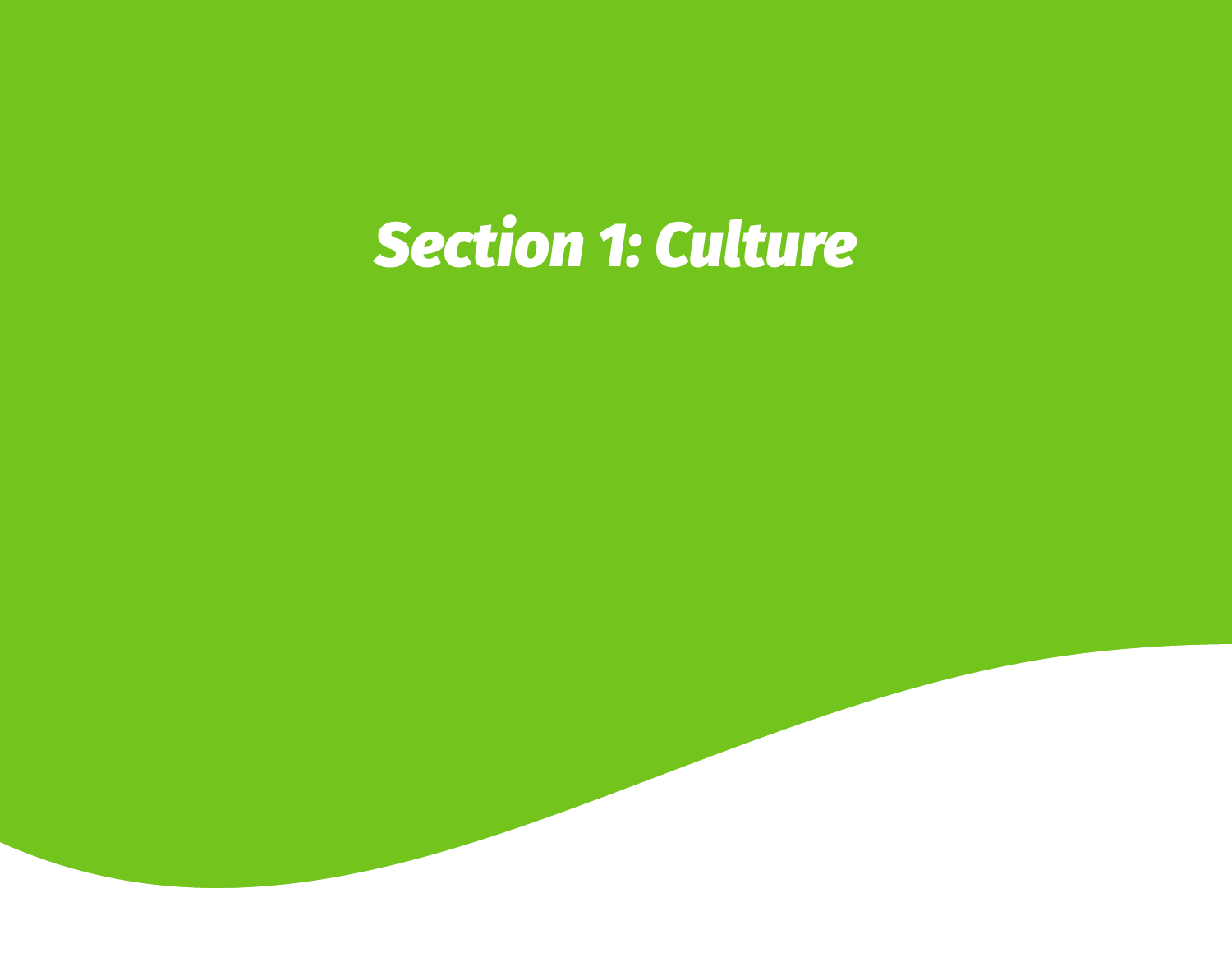# *Section 1: Culture*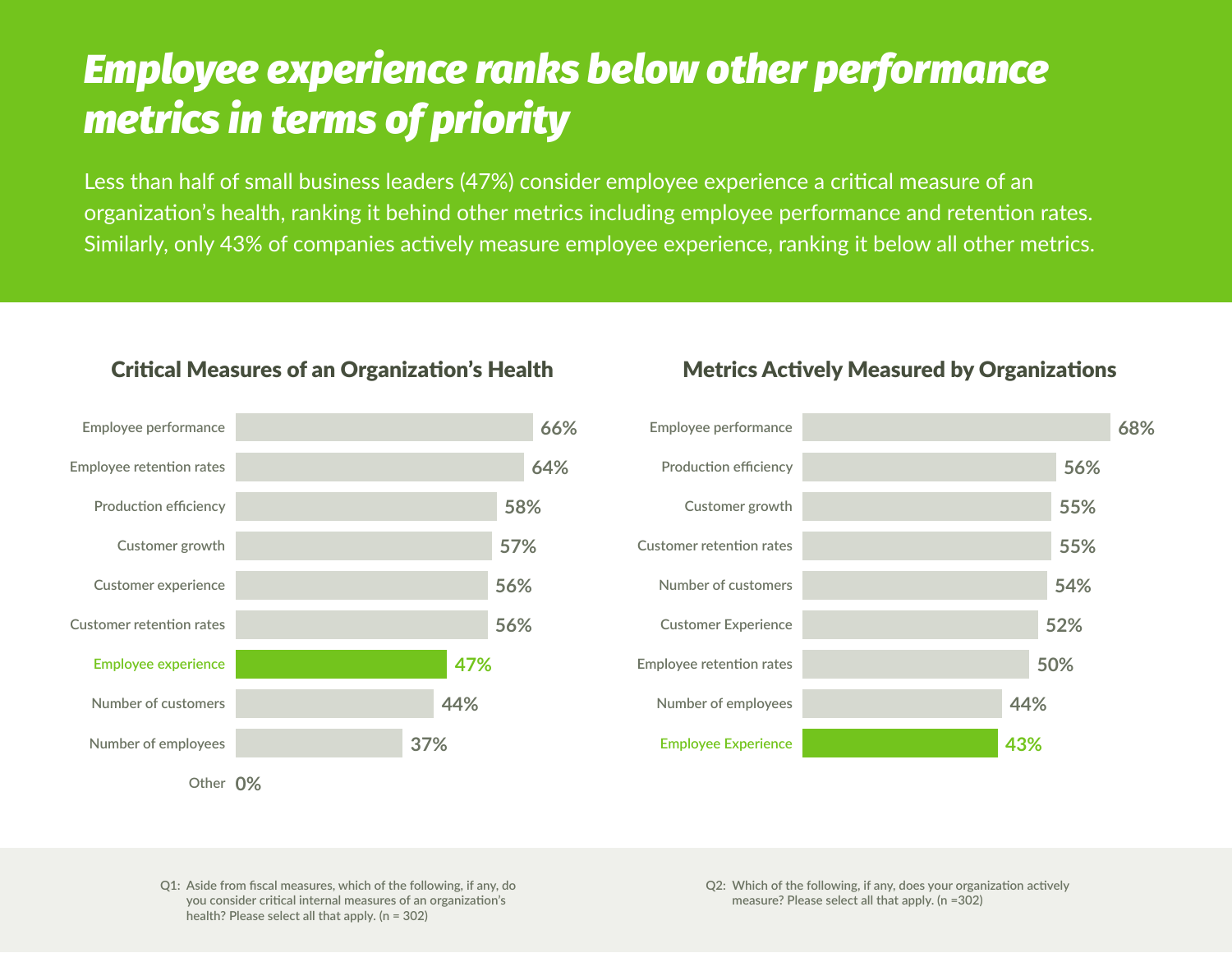# *Employee experience ranks below other performance metrics in terms of priority*

Less than half of small business leaders (47%) consider employee experience a critical measure of an organization's health, ranking it behind other metrics including employee performance and retention rates. Similarly, only 43% of companies actively measure employee experience, ranking it below all other metrics.

## Critical Measures of an Organization's Health

| Measure | Percentage |
| --- | --- |
| Employee performance | 66% |
| Employee retention rates | 64% |
| Production efficiency | 58% |
| Customer growth | 57% |
| Customer experience | 56% |
| Customer retention rates | 56% |
| **Employee experience** | **47%** |
| Number of customers | 44% |
| Number of employees | 37% |
| Other | 0% |

## Metrics Actively Measured by Organizations

| Metric | Percentage |
| --- | --- |
| Employee performance | 68% |
| Production efficiency | 56% |
| Customer growth | 55% |
| Customer retention rates | 55% |
| Number of customers | 54% |
| Customer Experience | 52% |
| Employee retention rates | 50% |
| Number of employees | 44% |
| **Employee Experience** | **43%** |

Q1: Aside from fiscal measures, which of the following, if any, do you consider critical internal measures of an organization's health? Please select all that apply. (n = 302)

Q2: Which of the following, if any, does your organization actively measure? Please select all that apply. (n =302)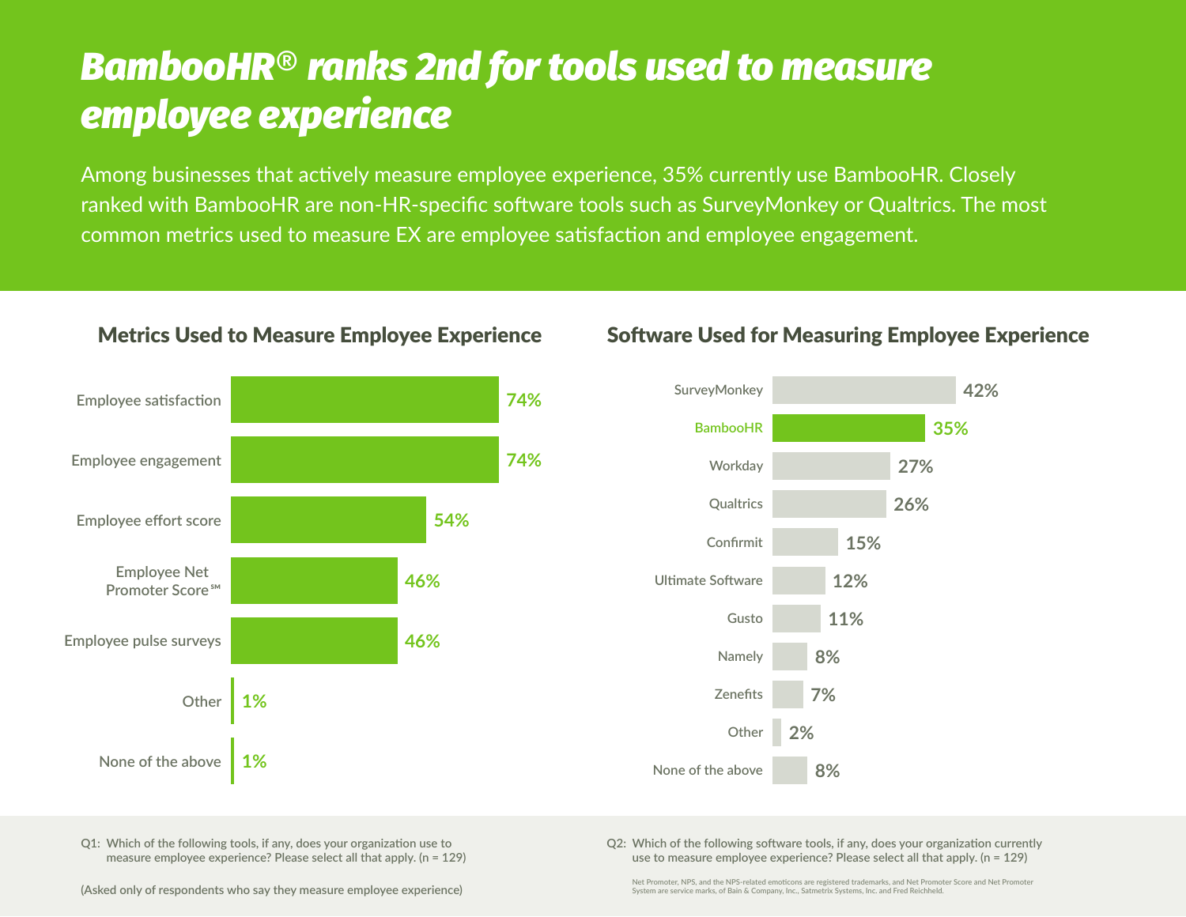# BambooHR® ranks 2nd for tools used to measure employee experience

Among businesses that actively measure employee experience, 35% currently use BambooHR. Closely ranked with BambooHR are non-HR-specific software tools such as SurveyMonkey or Qualtrics. The most common metrics used to measure EX are employee satisfaction and employee engagement.

## Metrics Used to Measure Employee Experience

| Metric | Percentage |
| --- | --- |
| Employee satisfaction | 74% |
| Employee engagement | 74% |
| Employee effort score | 54% |
| Employee Net Promoter Score℠ | 46% |
| Employee pulse surveys | 46% |
| Other | 1% |
| None of the above | 1% |

## Software Used for Measuring Employee Experience

| Software | Percentage |
| --- | --- |
| SurveyMonkey | 42% |
| BambooHR | 35% |
| Workday | 27% |
| Qualtrics | 26% |
| Confirmit | 15% |
| Ultimate Software | 12% |
| Gusto | 11% |
| Namely | 8% |
| Zenefits | 7% |
| Other | 2% |
| None of the above | 8% |

Q1: Which of the following tools, if any, does your organization use to measure employee experience? Please select all that apply. (n = 129)

(Asked only of respondents who say they measure employee experience)

Q2: Which of the following software tools, if any, does your organization currently use to measure employee experience? Please select all that apply. (n = 129)

Net Promoter, NPS, and the NPS-related emoticons are registered trademarks, and Net Promoter Score and Net Promoter System are service marks, of Bain & Company, Inc., Satmetrix Systems, Inc. and Fred Reichheld.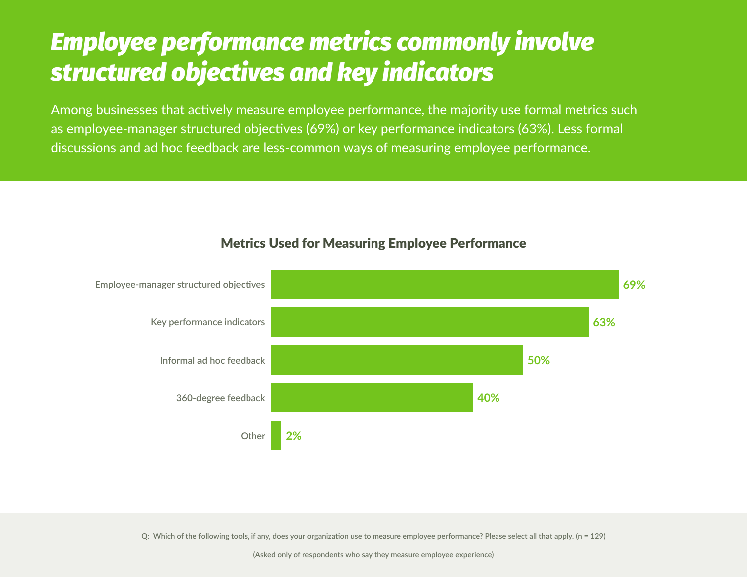# *Employee performance metrics commonly involve structured objectives and key indicators*

Among businesses that actively measure employee performance, the majority use formal metrics such as employee-manager structured objectives (69%) or key performance indicators (63%). Less formal discussions and ad hoc feedback are less-common ways of measuring employee performance.

### Metrics Used for Measuring Employee Performance

| Metric | Percentage |
|---|---|
| Employee-manager structured objectives | 69% |
| Key performance indicators | 63% |
| Informal ad hoc feedback | 50% |
| 360-degree feedback | 40% |
| Other | 2% |

Q: Which of the following tools, if any, does your organization use to measure employee performance? Please select all that apply. (n = 129)

(Asked only of respondents who say they measure employee experience)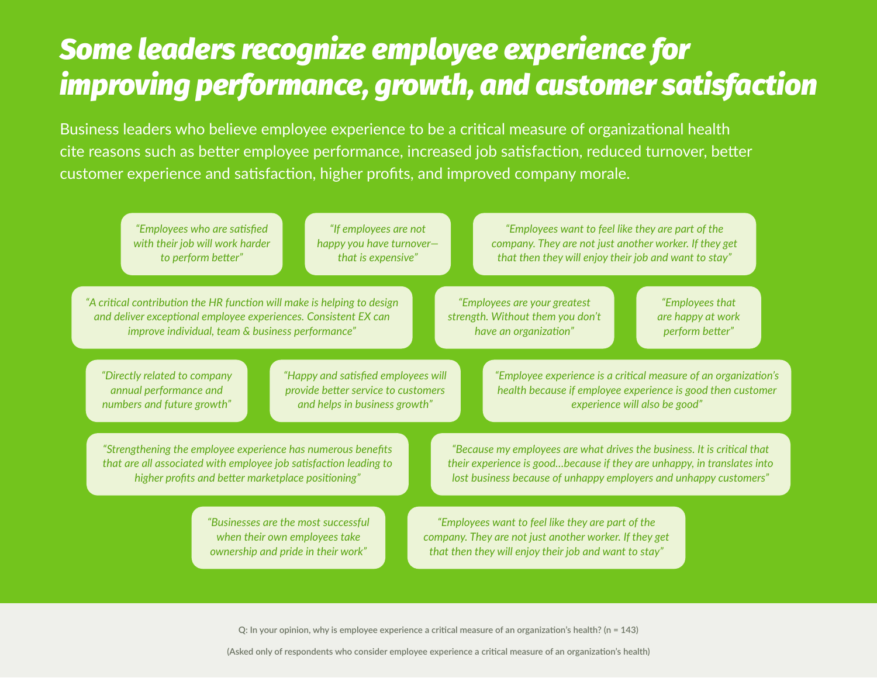# Some leaders recognize employee experience for improving performance, growth, and customer satisfaction

Business leaders who believe employee experience to be a critical measure of organizational health cite reasons such as better employee performance, increased job satisfaction, reduced turnover, better customer experience and satisfaction, higher profits, and improved company morale.

*"Employees who are satisfied with their job will work harder to perform better"*

*"If employees are not happy you have turnover—that is expensive"*

*"Employees want to feel like they are part of the company. They are not just another worker. If they get that then they will enjoy their job and want to stay"*

*"A critical contribution the HR function will make is helping to design and deliver exceptional employee experiences. Consistent EX can improve individual, team & business performance"*

*"Employees are your greatest strength. Without them you don't have an organization"*

*"Employees that are happy at work perform better"*

*"Directly related to company annual performance and numbers and future growth"*

*"Happy and satisfied employees will provide better service to customers and helps in business growth"*

*"Employee experience is a critical measure of an organization's health because if employee experience is good then customer experience will also be good"*

*"Strengthening the employee experience has numerous benefits that are all associated with employee job satisfaction leading to higher profits and better marketplace positioning"*

*"Because my employees are what drives the business. It is critical that their experience is good…because if they are unhappy, in translates into lost business because of unhappy employers and unhappy customers"*

*"Businesses are the most successful when their own employees take ownership and pride in their work"*

*"Employees want to feel like they are part of the company. They are not just another worker. If they get that then they will enjoy their job and want to stay"*

Q: In your opinion, why is employee experience a critical measure of an organization's health? (n = 143)

(Asked only of respondents who consider employee experience a critical measure of an organization's health)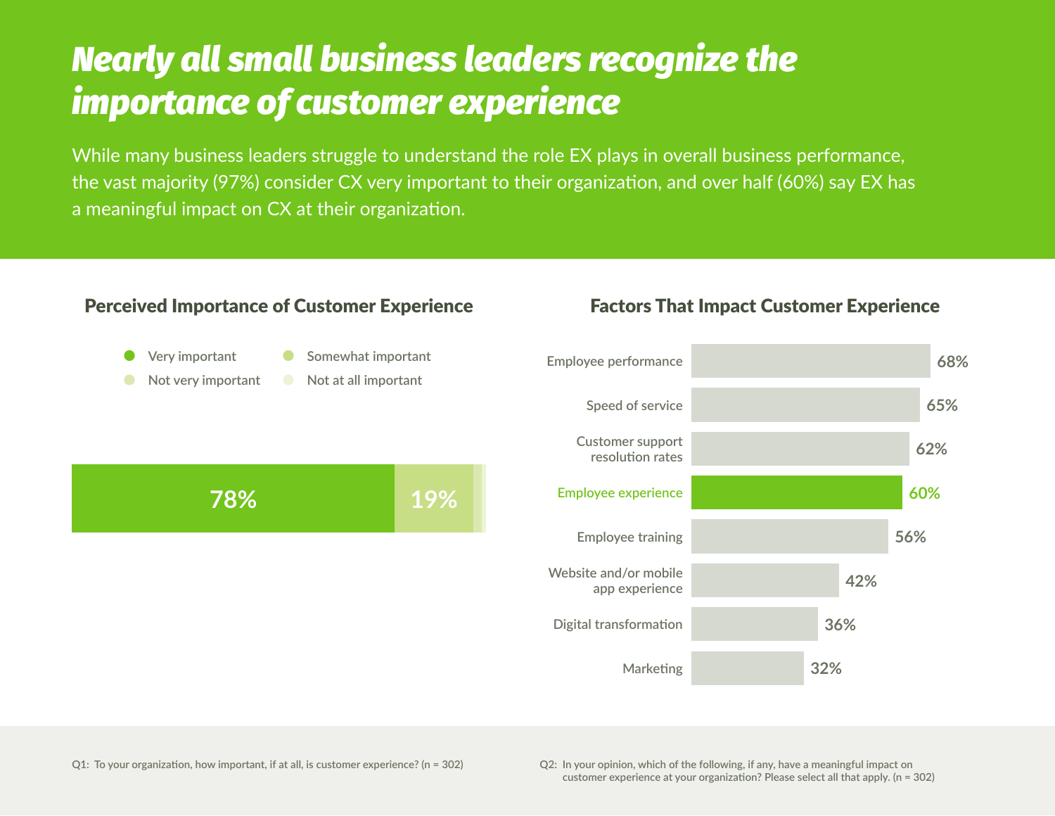# *Nearly all small business leaders recognize the importance of customer experience*

While many business leaders struggle to understand the role EX plays in overall business performance, the vast majority (97%) consider CX very important to their organization, and over half (60%) say EX has a meaningful impact on CX at their organization.

## Perceived Importance of Customer Experience

| Response | Percentage |
|---|---|
| Very important | 78% |
| Somewhat important | 19% |
| Not very important | |
| Not at all important | |

## Factors That Impact Customer Experience

| Factor | Percentage |
|---|---|
| Employee performance | 68% |
| Speed of service | 65% |
| Customer support resolution rates | 62% |
| Employee experience | 60% |
| Employee training | 56% |
| Website and/or mobile app experience | 42% |
| Digital transformation | 36% |
| Marketing | 32% |

Q1: To your organization, how important, if at all, is customer experience? (n = 302)

Q2: In your opinion, which of the following, if any, have a meaningful impact on customer experience at your organization? Please select all that apply. (n = 302)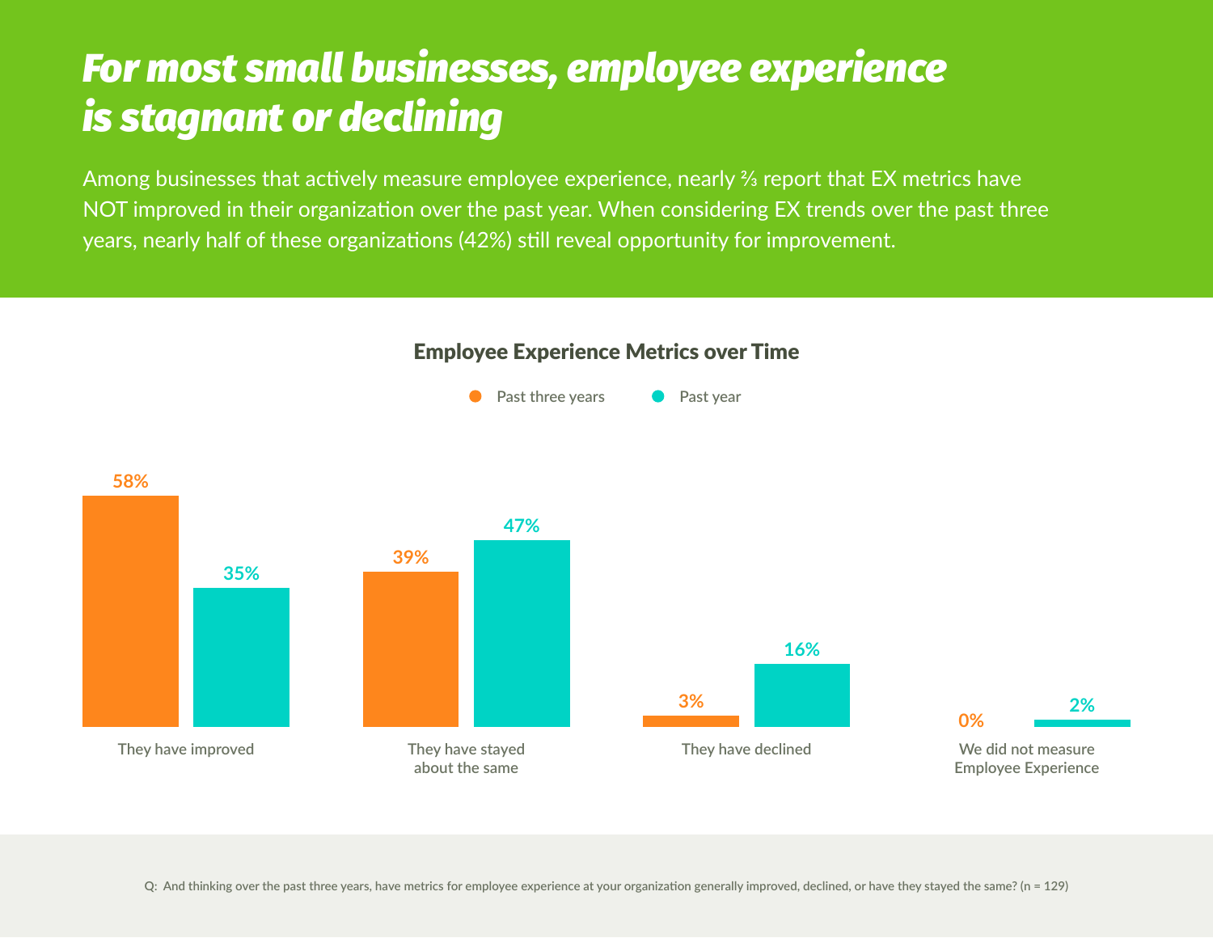# For most small businesses, employee experience is stagnant or declining

Among businesses that actively measure employee experience, nearly ⅔ report that EX metrics have NOT improved in their organization over the past year. When considering EX trends over the past three years, nearly half of these organizations (42%) still reveal opportunity for improvement.

## Employee Experience Metrics over Time

| | Past three years | Past year |
|---|---|---|
| They have improved | 58% | 35% |
| They have stayed about the same | 39% | 47% |
| They have declined | 3% | 16% |
| We did not measure Employee Experience | 0% | 2% |

Q: And thinking over the past three years, have metrics for employee experience at your organization generally improved, declined, or have they stayed the same? (n = 129)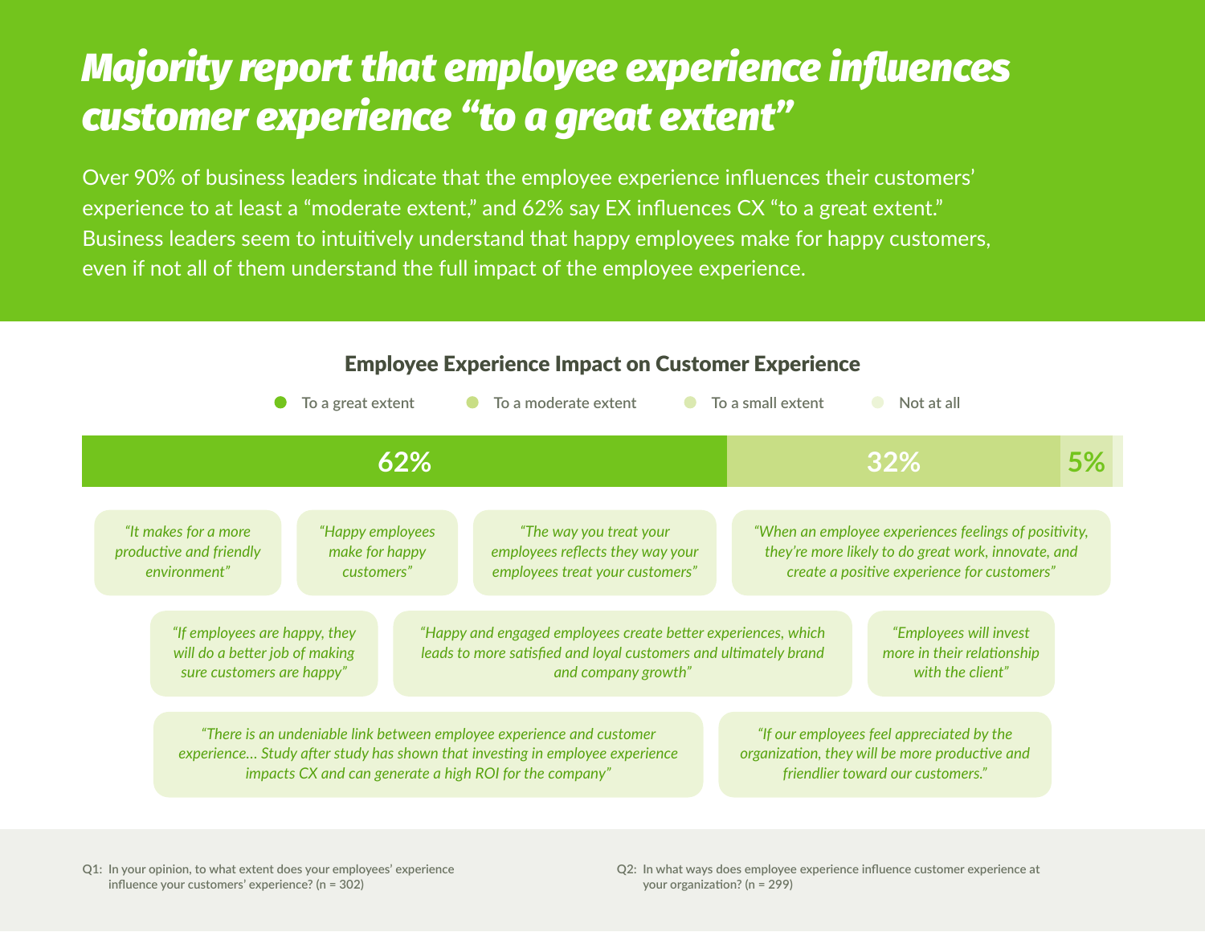# Majority report that employee experience influences customer experience "to a great extent"

Over 90% of business leaders indicate that the employee experience influences their customers' experience to at least a "moderate extent," and 62% say EX influences CX "to a great extent." Business leaders seem to intuitively understand that happy employees make for happy customers, even if not all of them understand the full impact of the employee experience.

## Employee Experience Impact on Customer Experience

| To a great extent | To a moderate extent | To a small extent | Not at all |
|---|---|---|---|
| 62% | 32% | 5% | |

*"It makes for a more productive and friendly environment"*

*"Happy employees make for happy customers"*

*"The way you treat your employees reflects they way your employees treat your customers"*

*"When an employee experiences feelings of positivity, they're more likely to do great work, innovate, and create a positive experience for customers"*

*"If employees are happy, they will do a better job of making sure customers are happy"*

*"Happy and engaged employees create better experiences, which leads to more satisfied and loyal customers and ultimately brand and company growth"*

*"Employees will invest more in their relationship with the client"*

*"There is an undeniable link between employee experience and customer experience... Study after study has shown that investing in employee experience impacts CX and can generate a high ROI for the company"*

*"If our employees feel appreciated by the organization, they will be more productive and friendlier toward our customers."*

Q1: In your opinion, to what extent does your employees' experience influence your customers' experience? (n = 302)

Q2: In what ways does employee experience influence customer experience at your organization? (n = 299)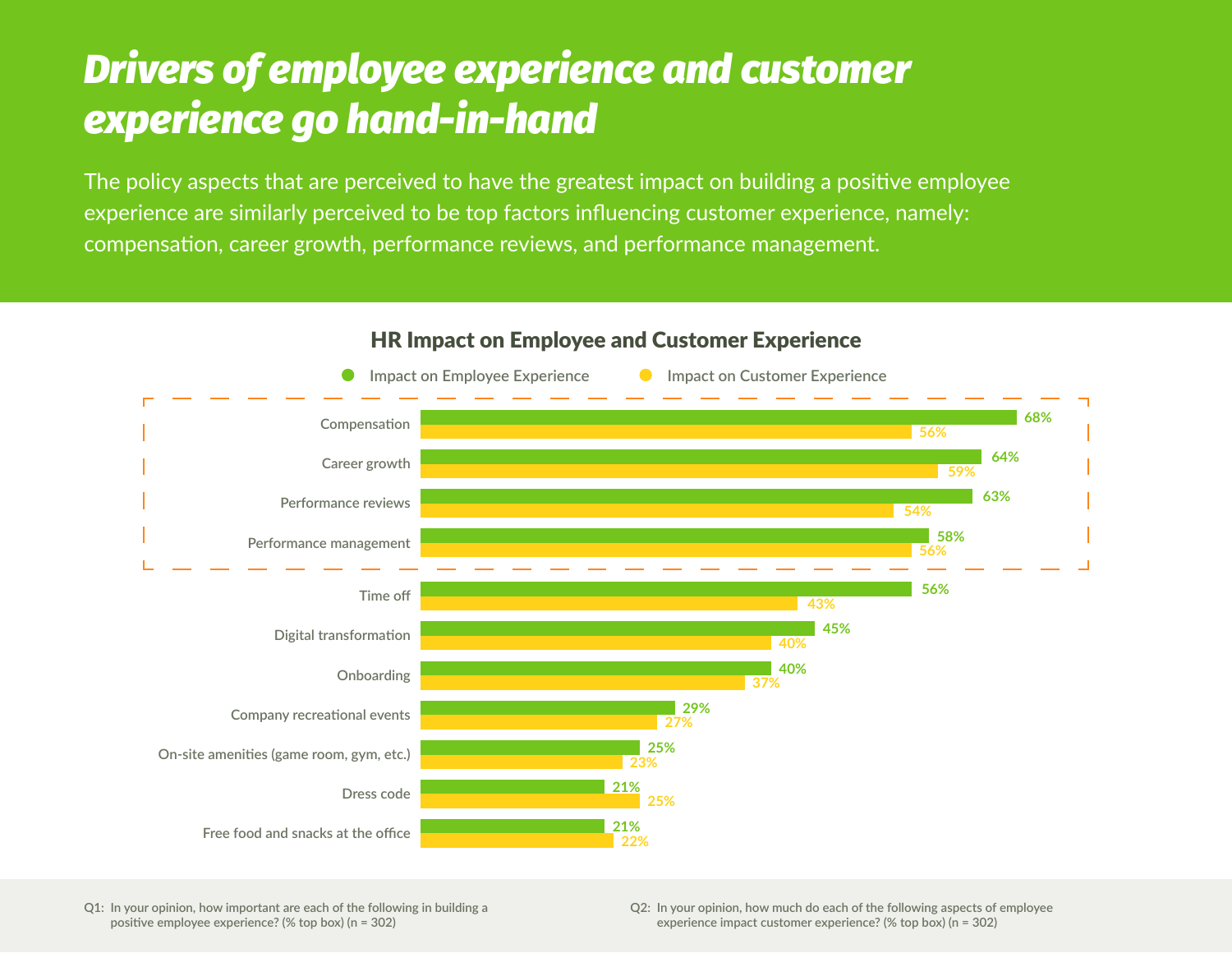# Drivers of employee experience and customer experience go hand-in-hand

The policy aspects that are perceived to have the greatest impact on building a positive employee experience are similarly perceived to be top factors influencing customer experience, namely: compensation, career growth, performance reviews, and performance management.

## HR Impact on Employee and Customer Experience

| | Impact on Employee Experience | Impact on Customer Experience |
|---|---|---|
| Compensation | 68% | 56% |
| Career growth | 64% | 59% |
| Performance reviews | 63% | 54% |
| Performance management | 58% | 56% |
| Time off | 56% | 43% |
| Digital transformation | 45% | 40% |
| Onboarding | 40% | 37% |
| Company recreational events | 29% | 27% |
| On-site amenities (game room, gym, etc.) | 25% | 23% |
| Dress code | 21% | 25% |
| Free food and snacks at the office | 21% | 22% |

Q1: In your opinion, how important are each of the following in building a positive employee experience? (% top box) (n = 302)

Q2: In your opinion, how much do each of the following aspects of employee experience impact customer experience? (% top box) (n = 302)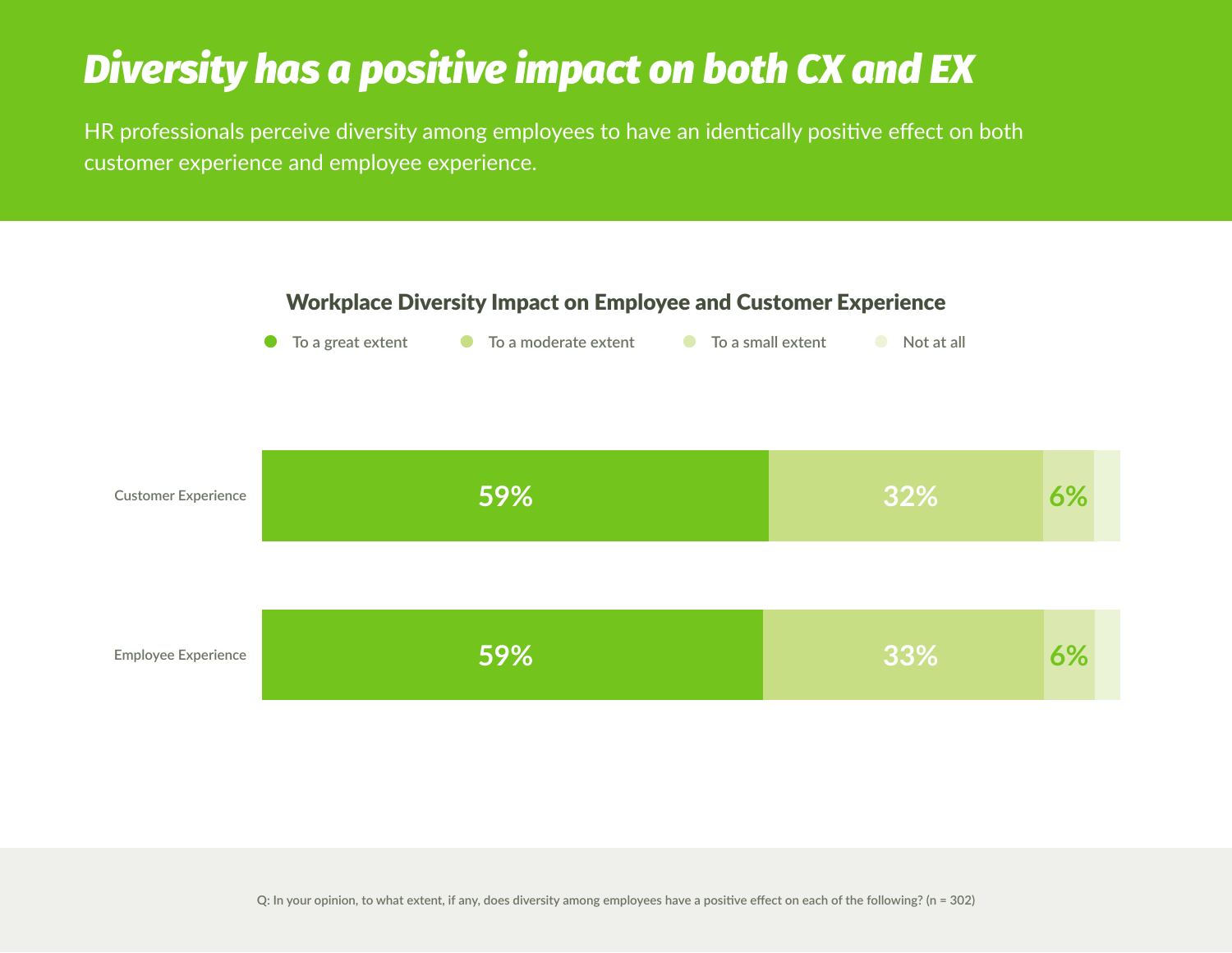# *Diversity has a positive impact on both CX and EX*

HR professionals perceive diversity among employees to have an identically positive effect on both customer experience and employee experience.

### Workplace Diversity Impact on Employee and Customer Experience

| | To a great extent | To a moderate extent | To a small extent | Not at all |
|---|---|---|---|---|
| Customer Experience | 59% | 32% | 6% | |
| Employee Experience | 59% | 33% | 6% | |

Q: In your opinion, to what extent, if any, does diversity among employees have a positive effect on each of the following? (n = 302)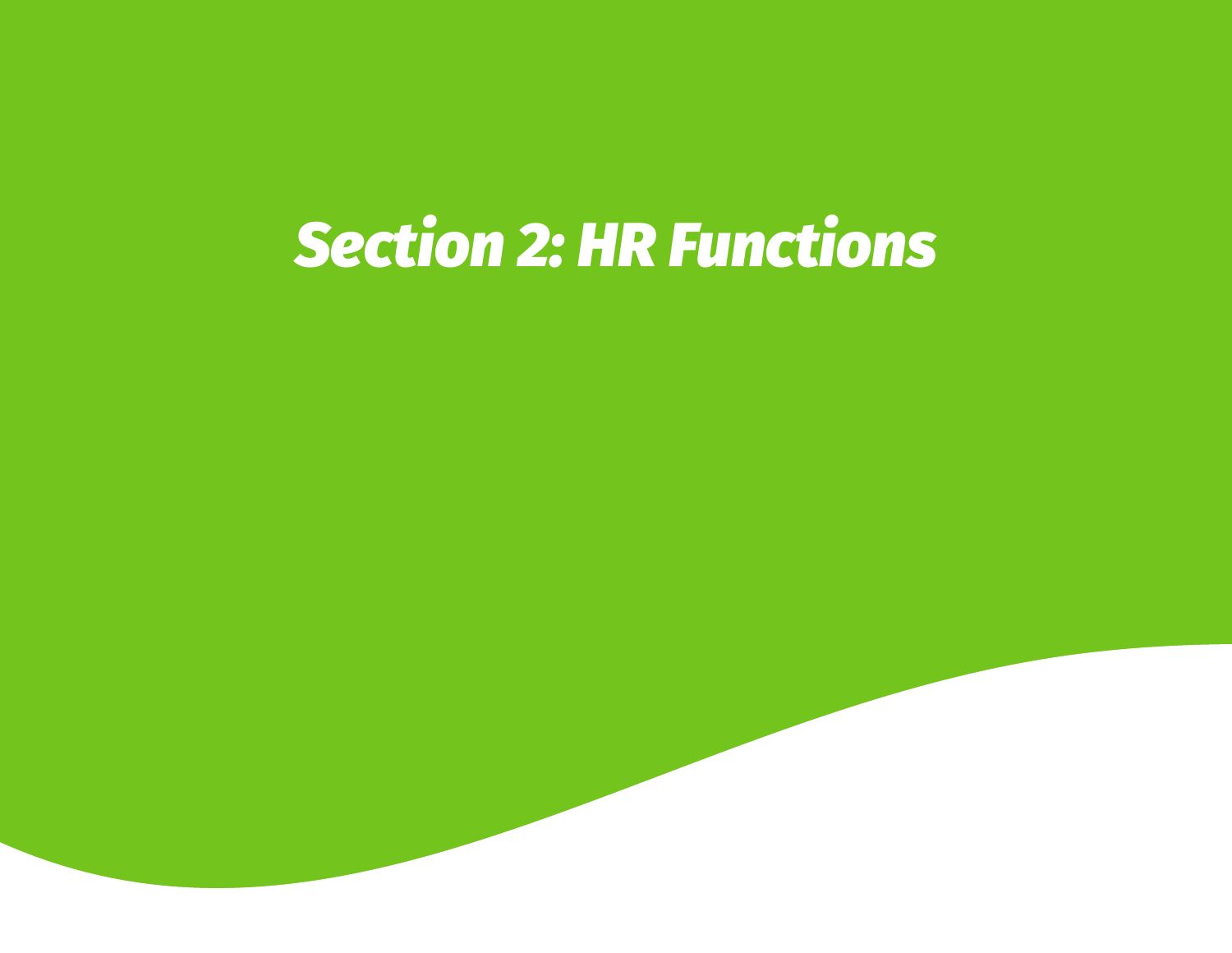# *Section 2: HR Functions*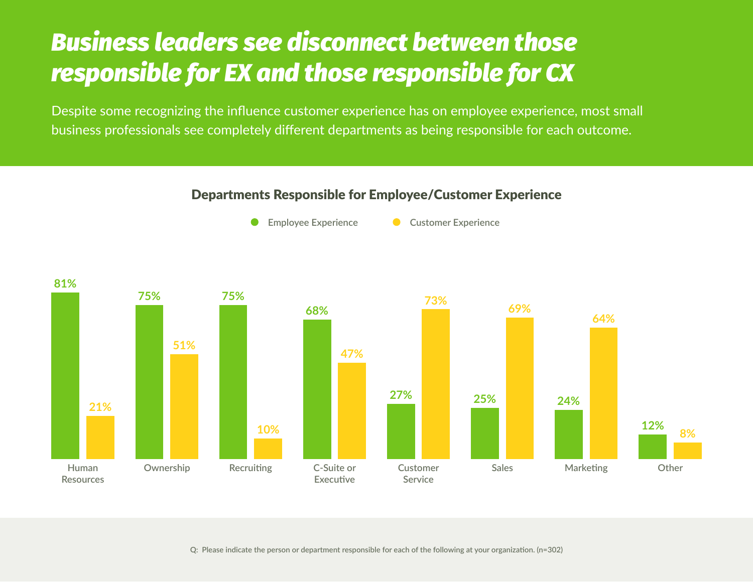# Business leaders see disconnect between those responsible for EX and those responsible for CX

Despite some recognizing the influence customer experience has on employee experience, most small business professionals see completely different departments as being responsible for each outcome.

## Departments Responsible for Employee/Customer Experience

| Department | Employee Experience | Customer Experience |
|---|---|---|
| Human Resources | 81% | 21% |
| Ownership | 75% | 51% |
| Recruiting | 75% | 10% |
| C-Suite or Executive | 68% | 47% |
| Customer Service | 27% | 73% |
| Sales | 25% | 69% |
| Marketing | 24% | 64% |
| Other | 12% | 8% |

Q: Please indicate the person or department responsible for each of the following at your organization. (n=302)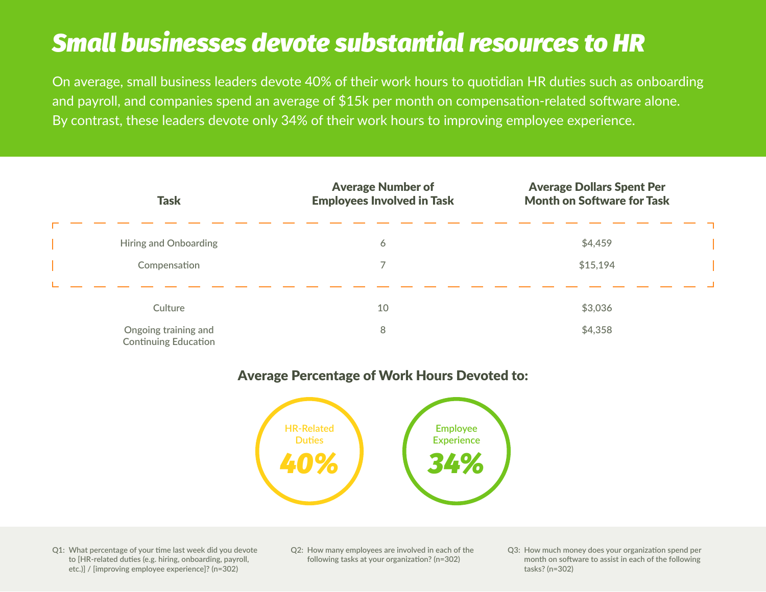# Small businesses devote substantial resources to HR

On average, small business leaders devote 40% of their work hours to quotidian HR duties such as onboarding and payroll, and companies spend an average of $15k per month on compensation-related software alone. By contrast, these leaders devote only 34% of their work hours to improving employee experience.

| Task | Average Number of Employees Involved in Task | Average Dollars Spent Per Month on Software for Task |
|---|---|---|
| Hiring and Onboarding | 6 | $4,459 |
| Compensation | 7 | $15,194 |
| Culture | 10 | $3,036 |
| Ongoing training and Continuing Education | 8 | $4,358 |

## Average Percentage of Work Hours Devoted to:

**HR-Related Duties**
**40%**

**Employee Experience**
**34%**

Q1: What percentage of your time last week did you devote to [HR-related duties (e.g. hiring, onboarding, payroll, etc.)] / [improving employee experience]? (n=302)

Q2: How many employees are involved in each of the following tasks at your organization? (n=302)

Q3: How much money does your organization spend per month on software to assist in each of the following tasks? (n=302)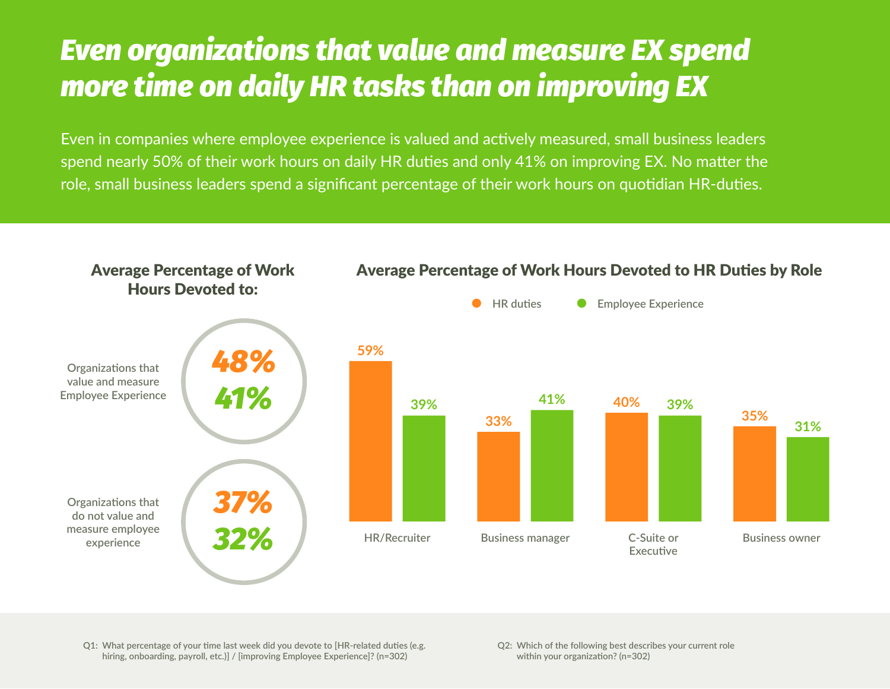# Even organizations that value and measure EX spend more time on daily HR tasks than on improving EX

Even in companies where employee experience is valued and actively measured, small business leaders spend nearly 50% of their work hours on daily HR duties and only 41% on improving EX. No matter the role, small business leaders spend a significant percentage of their work hours on quotidian HR-duties.

### Average Percentage of Work Hours Devoted to:

| | HR duties | Employee Experience |
|---|---|---|
| Organizations that value and measure Employee Experience | 48% | 41% |
| Organizations that do not value and measure employee experience | 37% | 32% |

### Average Percentage of Work Hours Devoted to HR Duties by Role

| Role | HR duties | Employee Experience |
|---|---|---|
| HR/Recruiter | 59% | 39% |
| Business manager | 33% | 41% |
| C-Suite or Executive | 40% | 39% |
| Business owner | 35% | 31% |

Q1: What percentage of your time last week did you devote to [HR-related duties (e.g. hiring, onboarding, payroll, etc.)] / [improving Employee Experience]? (n=302)

Q2: Which of the following best describes your current role within your organization? (n=302)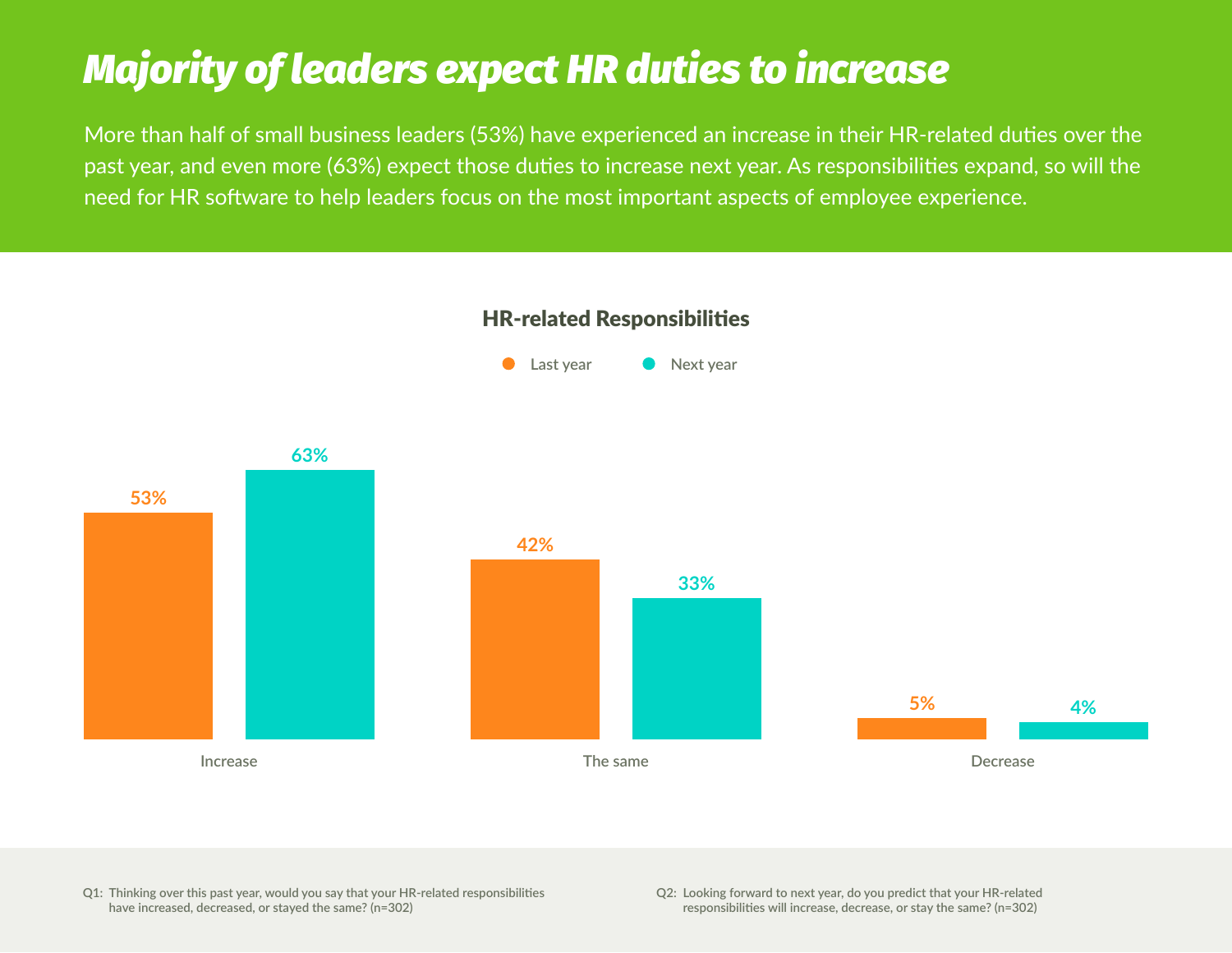# Majority of leaders expect HR duties to increase

More than half of small business leaders (53%) have experienced an increase in their HR-related duties over the past year, and even more (63%) expect those duties to increase next year. As responsibilities expand, so will the need for HR software to help leaders focus on the most important aspects of employee experience.

## HR-related Responsibilities

| | Last year | Next year |
|---|---|---|
| Increase | 53% | 63% |
| The same | 42% | 33% |
| Decrease | 5% | 4% |

Q1: Thinking over this past year, would you say that your HR-related responsibilities have increased, decreased, or stayed the same? (n=302)

Q2: Looking forward to next year, do you predict that your HR-related responsibilities will increase, decrease, or stay the same? (n=302)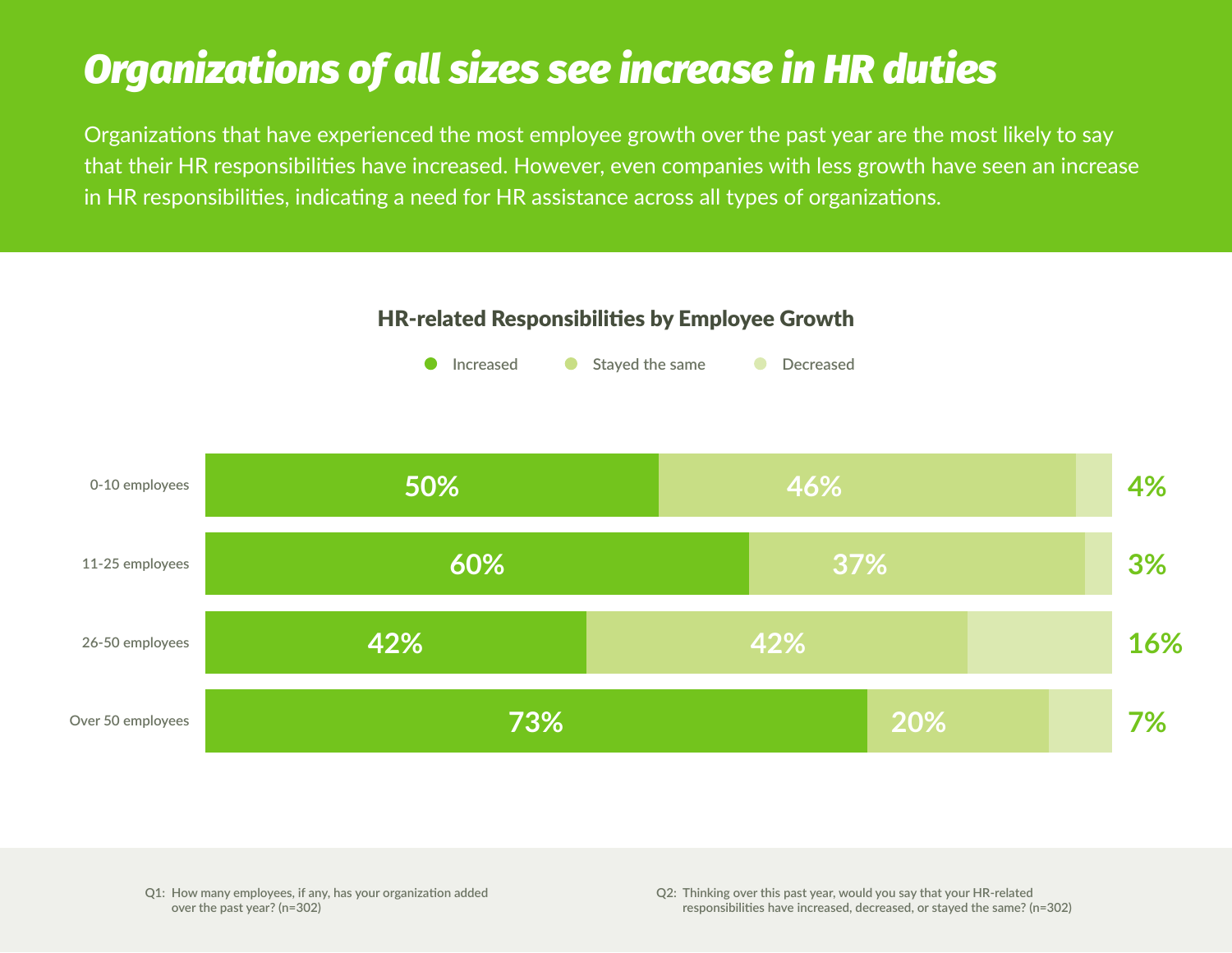# Organizations of all sizes see increase in HR duties

Organizations that have experienced the most employee growth over the past year are the most likely to say that their HR responsibilities have increased. However, even companies with less growth have seen an increase in HR responsibilities, indicating a need for HR assistance across all types of organizations.

## HR-related Responsibilities by Employee Growth

| | Increased | Stayed the same | Decreased |
|---|---|---|---|
| 0-10 employees | 50% | 46% | 4% |
| 11-25 employees | 60% | 37% | 3% |
| 26-50 employees | 42% | 42% | 16% |
| Over 50 employees | 73% | 20% | 7% |

Q1: How many employees, if any, has your organization added over the past year? (n=302)

Q2: Thinking over this past year, would you say that your HR-related responsibilities have increased, decreased, or stayed the same? (n=302)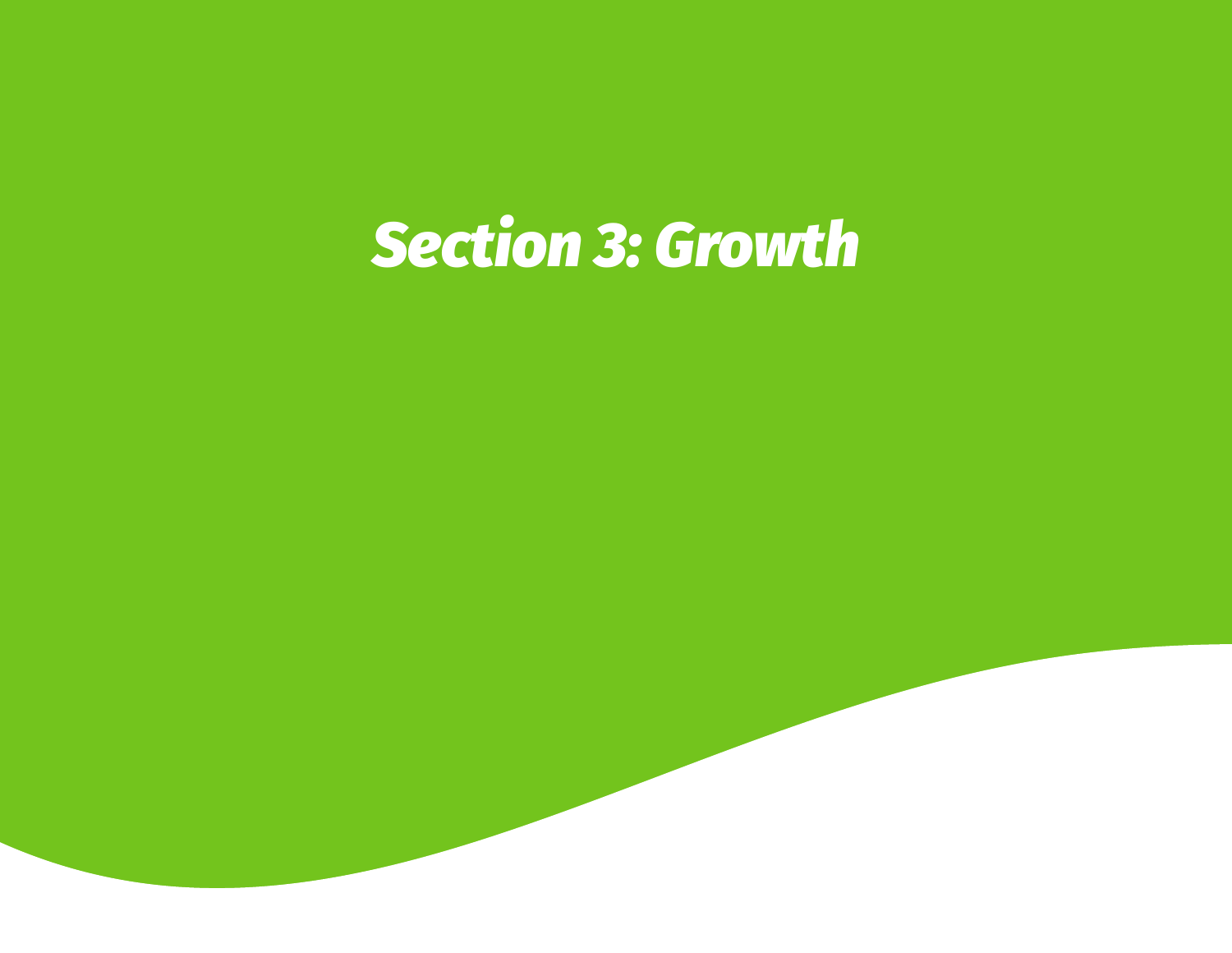# *Section 3: Growth*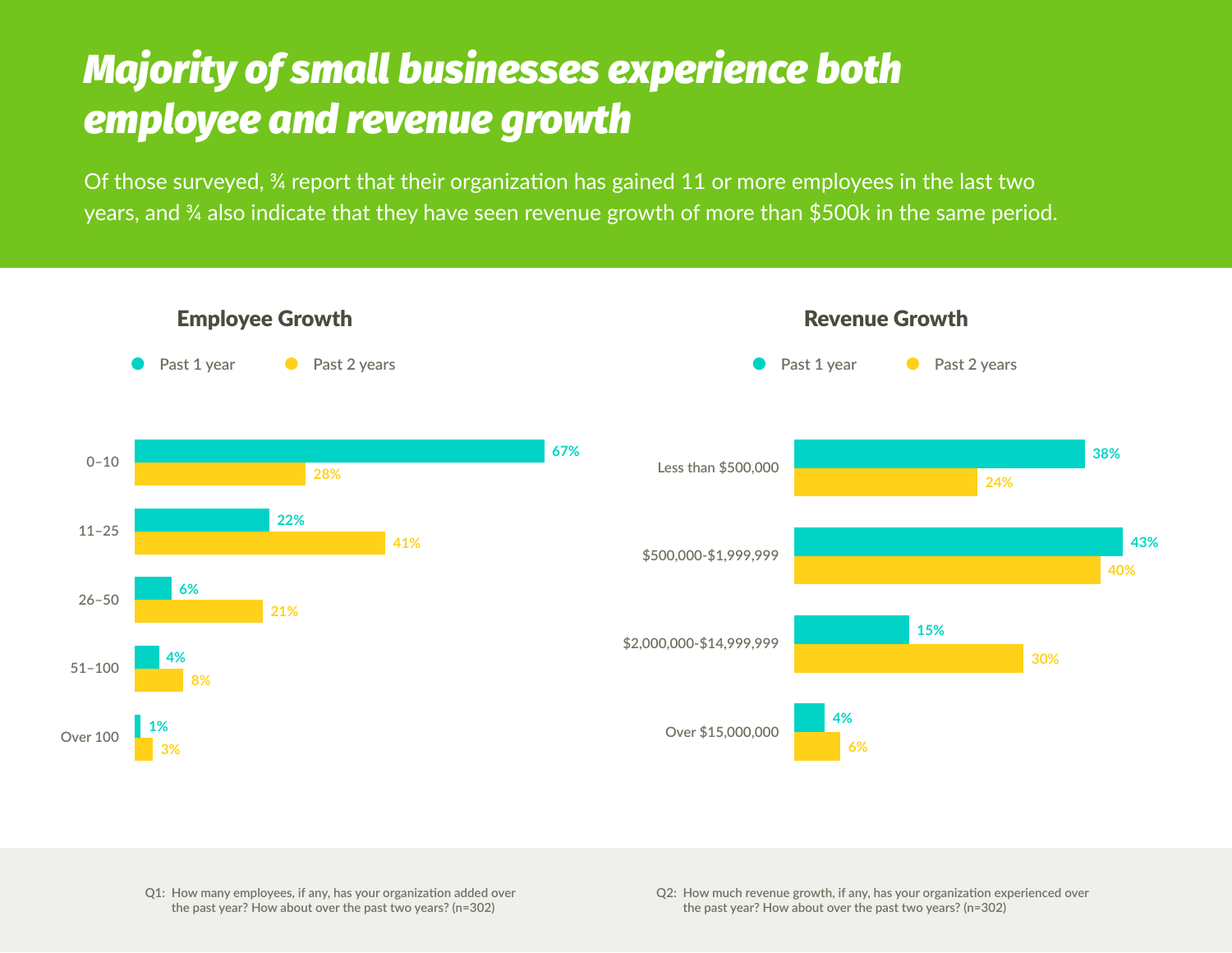# Majority of small businesses experience both employee and revenue growth

Of those surveyed, ¾ report that their organization has gained 11 or more employees in the last two years, and ¾ also indicate that they have seen revenue growth of more than $500k in the same period.

## Employee Growth

| | Past 1 year | Past 2 years |
|---|---|---|
| 0–10 | 67% | 28% |
| 11–25 | 22% | 41% |
| 26–50 | 6% | 21% |
| 51–100 | 4% | 8% |
| Over 100 | 1% | 3% |

## Revenue Growth

| | Past 1 year | Past 2 years |
|---|---|---|
| Less than $500,000 | 38% | 24% |
| $500,000-$1,999,999 | 43% | 40% |
| $2,000,000-$14,999,999 | 15% | 30% |
| Over $15,000,000 | 4% | 6% |

Q1: How many employees, if any, has your organization added over the past year? How about over the past two years? (n=302)

Q2: How much revenue growth, if any, has your organization experienced over the past year? How about over the past two years? (n=302)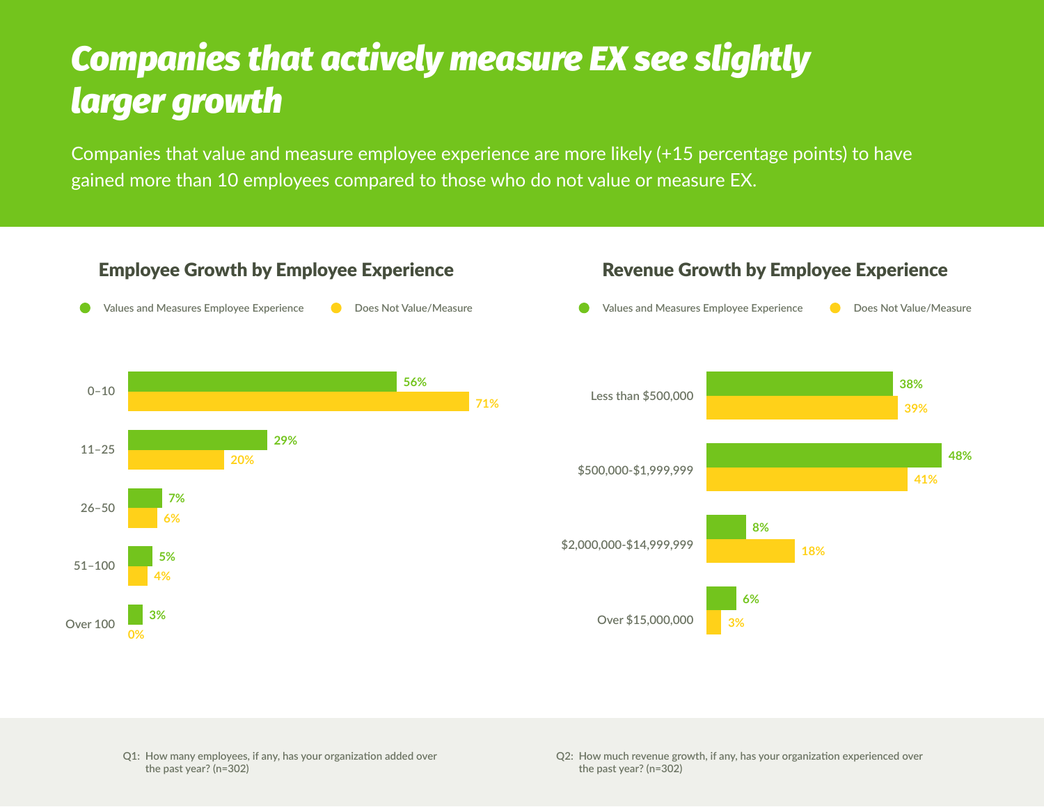# Companies that actively measure EX see slightly larger growth

Companies that value and measure employee experience are more likely (+15 percentage points) to have gained more than 10 employees compared to those who do not value or measure EX.

## Employee Growth by Employee Experience

| | Values and Measures Employee Experience | Does Not Value/Measure |
|---|---|---|
| 0–10 | 56% | 71% |
| 11–25 | 29% | 20% |
| 26–50 | 7% | 6% |
| 51–100 | 5% | 4% |
| Over 100 | 3% | 0% |

## Revenue Growth by Employee Experience

| | Values and Measures Employee Experience | Does Not Value/Measure |
|---|---|---|
| Less than $500,000 | 38% | 39% |
| $500,000-$1,999,999 | 48% | 41% |
| $2,000,000-$14,999,999 | 8% | 18% |
| Over $15,000,000 | 6% | 3% |

Q1: How many employees, if any, has your organization added over the past year? (n=302)

Q2: How much revenue growth, if any, has your organization experienced over the past year? (n=302)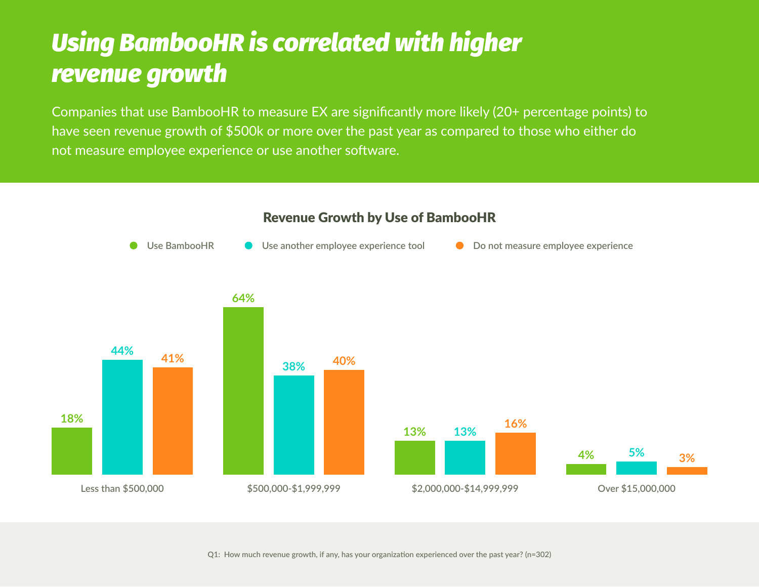# Using BambooHR is correlated with higher revenue growth

Companies that use BambooHR to measure EX are significantly more likely (20+ percentage points) to have seen revenue growth of $500k or more over the past year as compared to those who either do not measure employee experience or use another software.

## Revenue Growth by Use of BambooHR

| Revenue growth | Use BambooHR | Use another employee experience tool | Do not measure employee experience |
|---|---|---|---|
| Less than $500,000 | 18% | 44% | 41% |
| $500,000-$1,999,999 | 64% | 38% | 40% |
| $2,000,000-$14,999,999 | 13% | 13% | 16% |
| Over $15,000,000 | 4% | 5% | 3% |

Q1: How much revenue growth, if any, has your organization experienced over the past year? (n=302)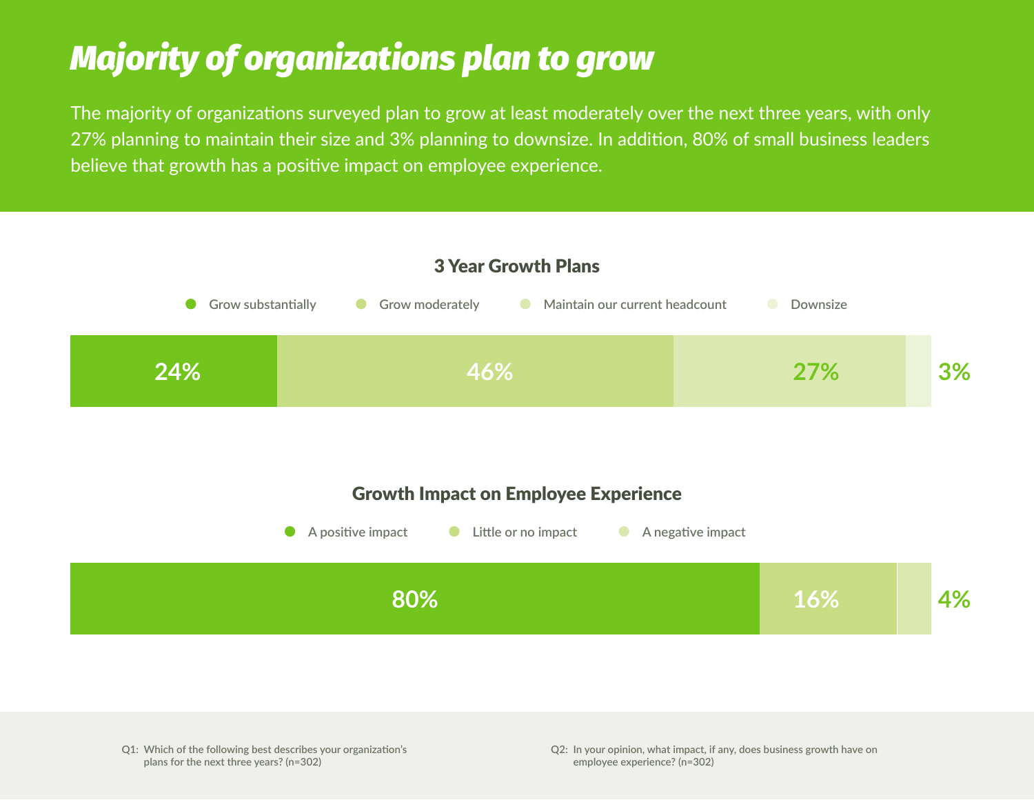# Majority of organizations plan to grow

The majority of organizations surveyed plan to grow at least moderately over the next three years, with only 27% planning to maintain their size and 3% planning to downsize. In addition, 80% of small business leaders believe that growth has a positive impact on employee experience.

### 3 Year Growth Plans

| Grow substantially | Grow moderately | Maintain our current headcount | Downsize |
|---|---|---|---|
| 24% | 46% | 27% | 3% |

### Growth Impact on Employee Experience

| A positive impact | Little or no impact | A negative impact |
|---|---|---|
| 80% | 16% | 4% |

Q1: Which of the following best describes your organization's plans for the next three years? (n=302)

Q2: In your opinion, what impact, if any, does business growth have on employee experience? (n=302)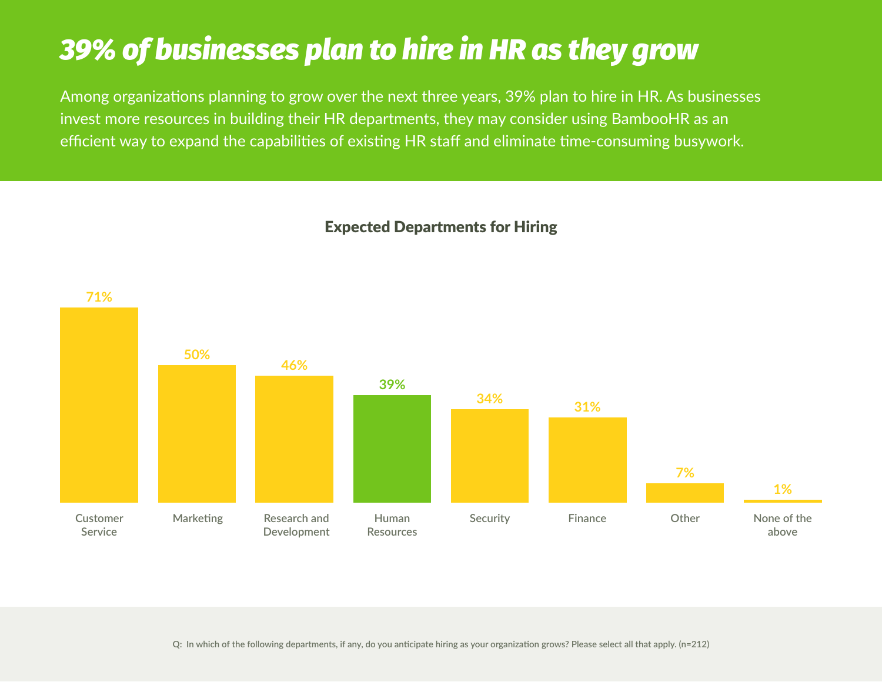# 39% of businesses plan to hire in HR as they grow

Among organizations planning to grow over the next three years, 39% plan to hire in HR. As businesses invest more resources in building their HR departments, they may consider using BambooHR as an efficient way to expand the capabilities of existing HR staff and eliminate time-consuming busywork.

## Expected Departments for Hiring

| Department | Percentage |
| --- | --- |
| Customer Service | 71% |
| Marketing | 50% |
| Research and Development | 46% |
| Human Resources | 39% |
| Security | 34% |
| Finance | 31% |
| Other | 7% |
| None of the above | 1% |

Q: In which of the following departments, if any, do you anticipate hiring as your organization grows? Please select all that apply. (n=212)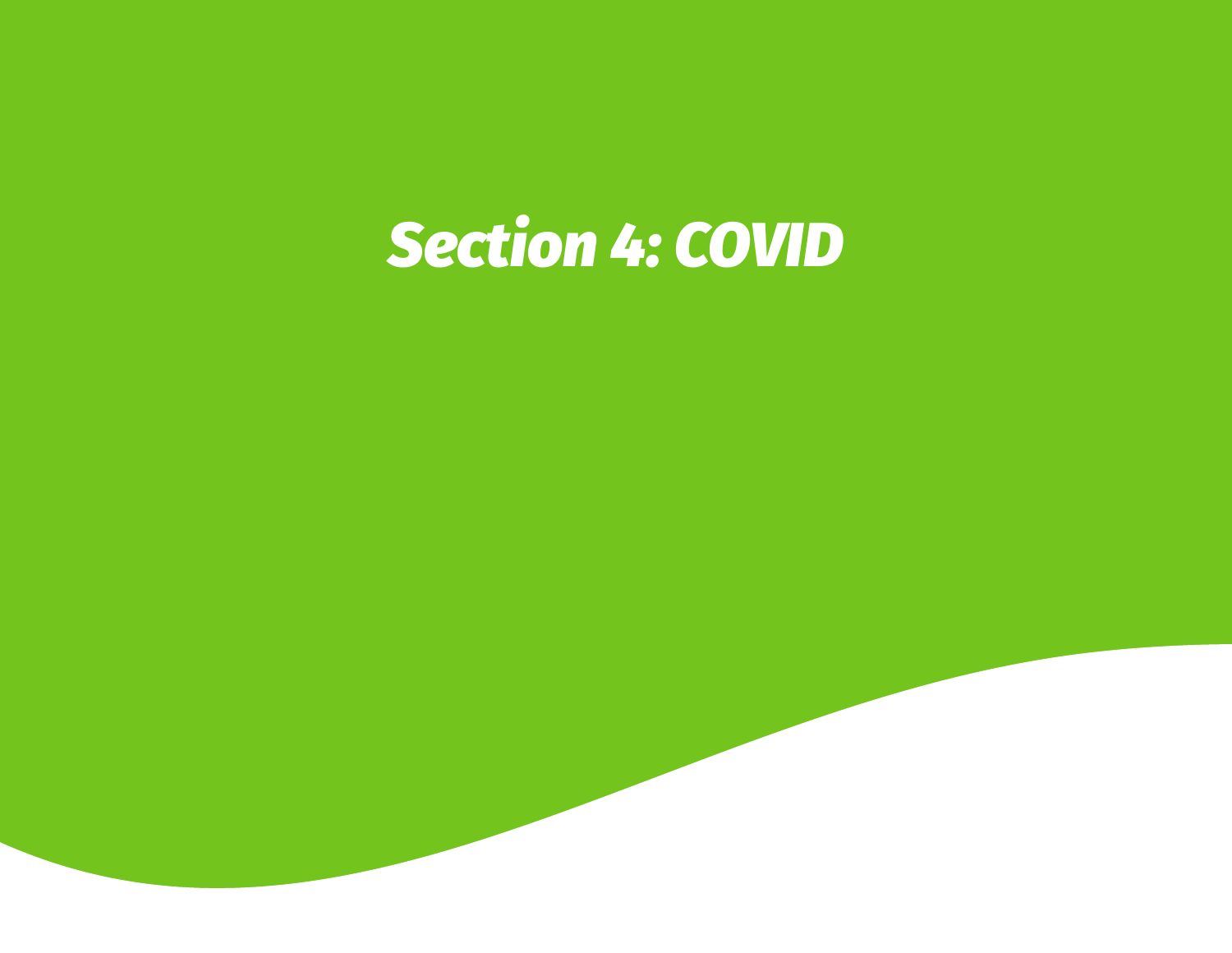# ***Section 4: COVID***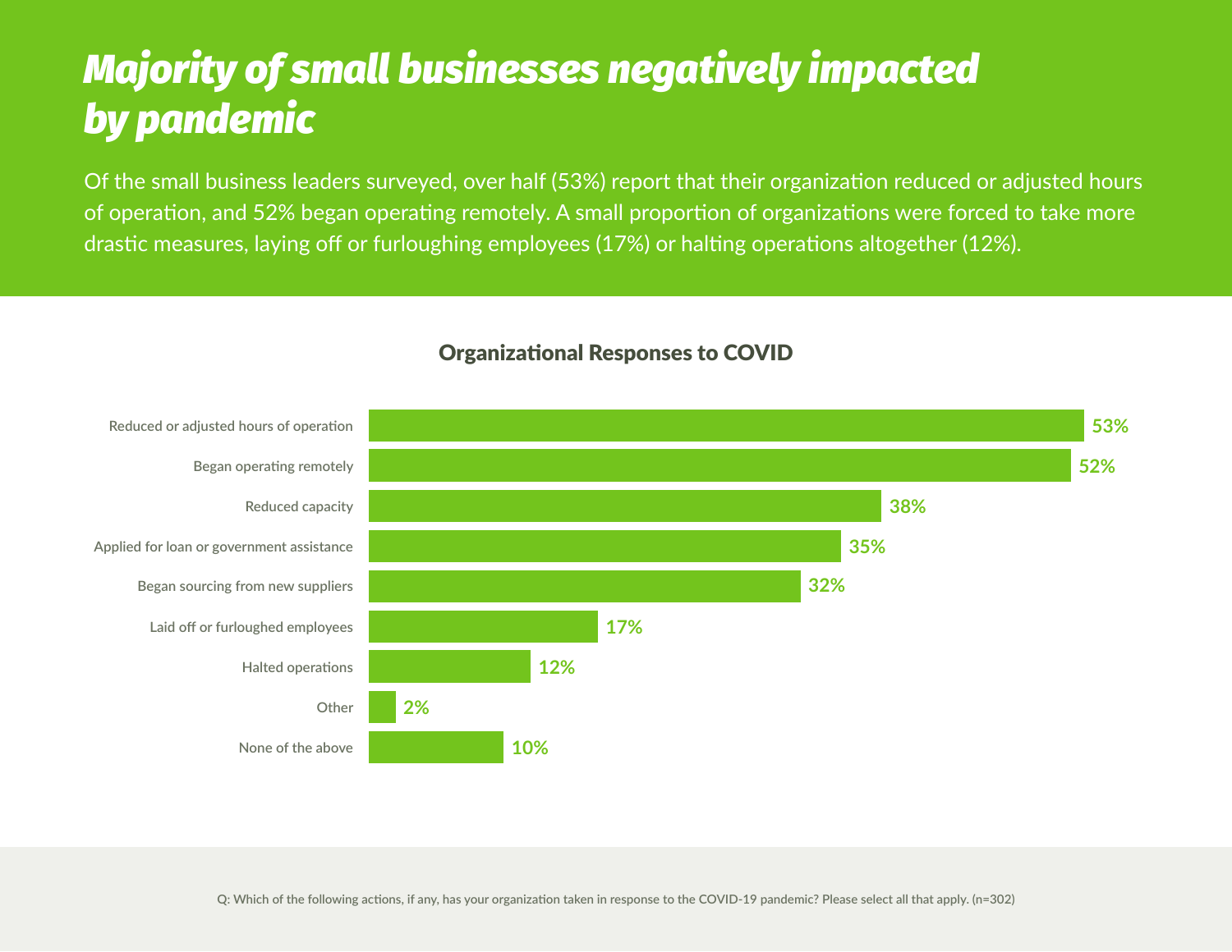# *Majority of small businesses negatively impacted by pandemic*

Of the small business leaders surveyed, over half (53%) report that their organization reduced or adjusted hours of operation, and 52% began operating remotely. A small proportion of organizations were forced to take more drastic measures, laying off or furloughing employees (17%) or halting operations altogether (12%).

## Organizational Responses to COVID

| Response | Percentage |
| --- | --- |
| Reduced or adjusted hours of operation | 53% |
| Began operating remotely | 52% |
| Reduced capacity | 38% |
| Applied for loan or government assistance | 35% |
| Began sourcing from new suppliers | 32% |
| Laid off or furloughed employees | 17% |
| Halted operations | 12% |
| Other | 2% |
| None of the above | 10% |

Q: Which of the following actions, if any, has your organization taken in response to the COVID-19 pandemic? Please select all that apply. (n=302)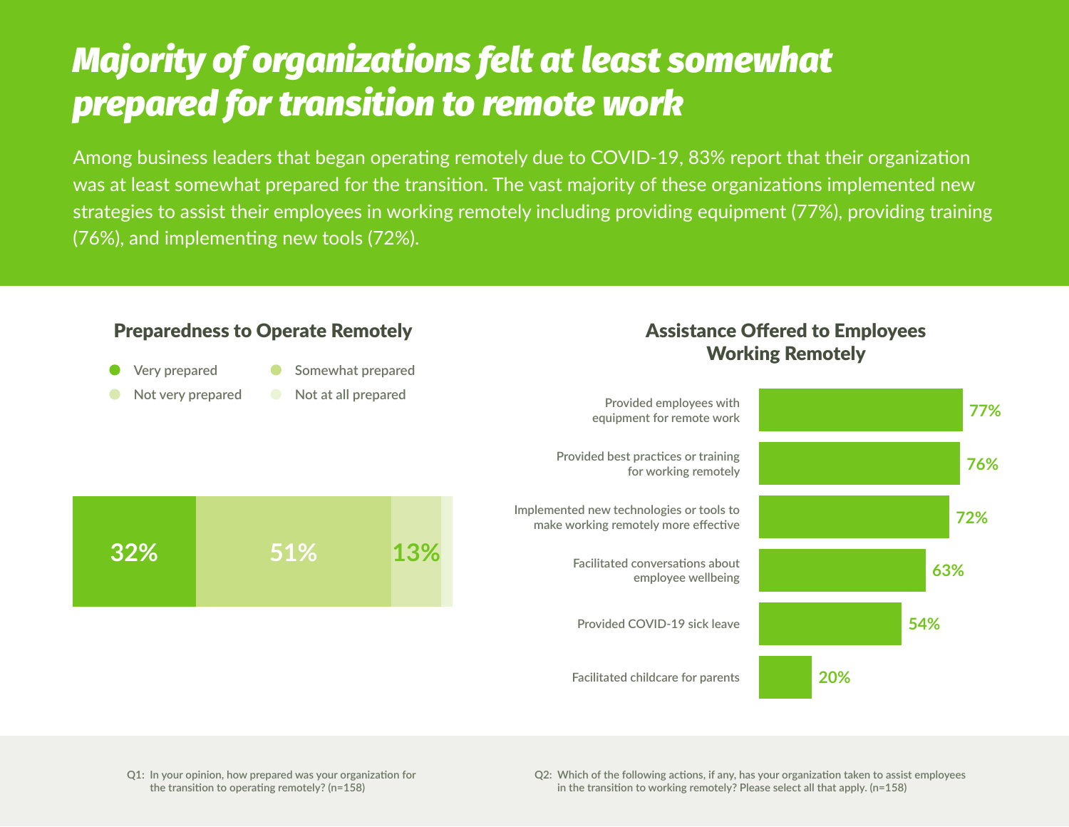# *Majority of organizations felt at least somewhat prepared for transition to remote work*

Among business leaders that began operating remotely due to COVID-19, 83% report that their organization was at least somewhat prepared for the transition. The vast majority of these organizations implemented new strategies to assist their employees in working remotely including providing equipment (77%), providing training (76%), and implementing new tools (72%).

## Preparedness to Operate Remotely

| Very prepared | Somewhat prepared | Not very prepared | Not at all prepared |
|---|---|---|---|
| 32% | 51% | 13% | |

## Assistance Offered to Employees Working Remotely

| Action | % |
|---|---|
| Provided employees with equipment for remote work | 77% |
| Provided best practices or training for working remotely | 76% |
| Implemented new technologies or tools to make working remotely more effective | 72% |
| Facilitated conversations about employee wellbeing | 63% |
| Provided COVID-19 sick leave | 54% |
| Facilitated childcare for parents | 20% |

Q1: In your opinion, how prepared was your organization for the transition to operating remotely? (n=158)

Q2: Which of the following actions, if any, has your organization taken to assist employees in the transition to working remotely? Please select all that apply. (n=158)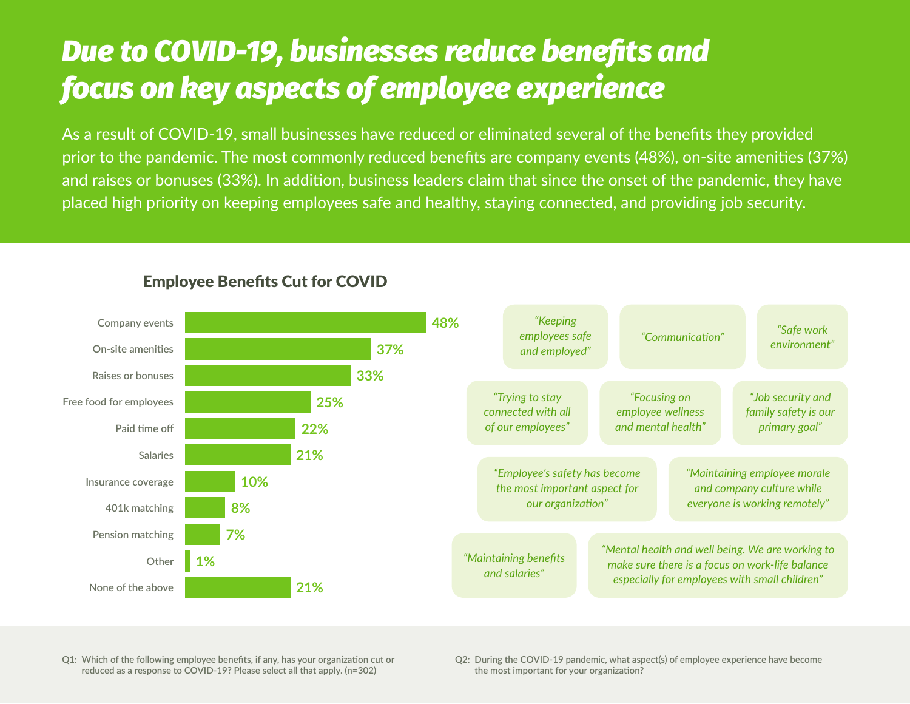# *Due to COVID-19, businesses reduce benefits and focus on key aspects of employee experience*

As a result of COVID-19, small businesses have reduced or eliminated several of the benefits they provided prior to the pandemic. The most commonly reduced benefits are company events (48%), on-site amenities (37%) and raises or bonuses (33%). In addition, business leaders claim that since the onset of the pandemic, they have placed high priority on keeping employees safe and healthy, staying connected, and providing job security.

## Employee Benefits Cut for COVID

| Benefit | Percentage |
|---|---|
| Company events | 48% |
| On-site amenities | 37% |
| Raises or bonuses | 33% |
| Free food for employees | 25% |
| Paid time off | 22% |
| Salaries | 21% |
| Insurance coverage | 10% |
| 401k matching | 8% |
| Pension matching | 7% |
| Other | 1% |
| None of the above | 21% |

*"Keeping employees safe and employed"*

*"Communication"*

*"Safe work environment"*

*"Trying to stay connected with all of our employees"*

*"Focusing on employee wellness and mental health"*

*"Job security and family safety is our primary goal"*

*"Employee's safety has become the most important aspect for our organization"*

*"Maintaining employee morale and company culture while everyone is working remotely"*

*"Maintaining benefits and salaries"*

*"Mental health and well being. We are working to make sure there is a focus on work-life balance especially for employees with small children"*

Q1: Which of the following employee benefits, if any, has your organization cut or reduced as a response to COVID-19? Please select all that apply. (n=302)

Q2: During the COVID-19 pandemic, what aspect(s) of employee experience have become the most important for your organization?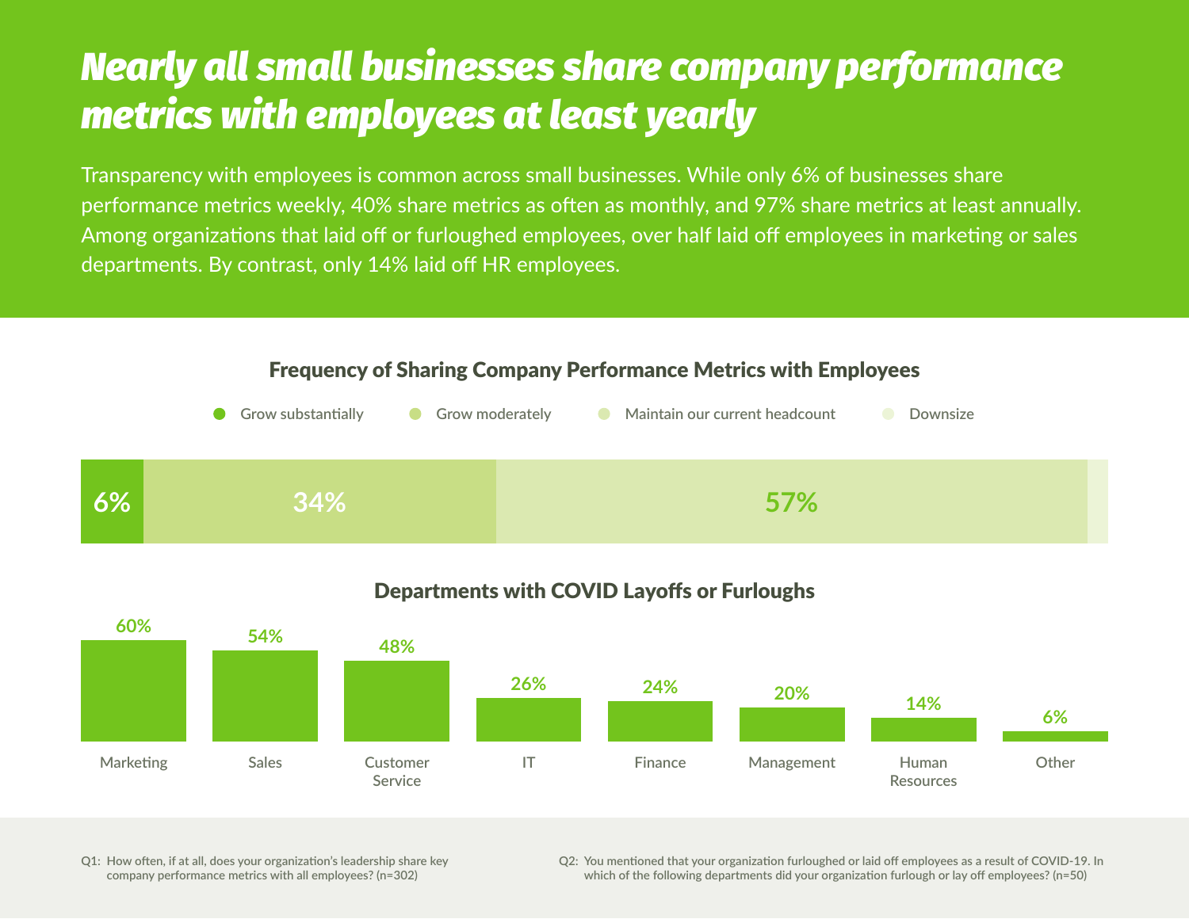# *Nearly all small businesses share company performance metrics with employees at least yearly*

Transparency with employees is common across small businesses. While only 6% of businesses share performance metrics weekly, 40% share metrics as often as monthly, and 97% share metrics at least annually. Among organizations that laid off or furloughed employees, over half laid off employees in marketing or sales departments. By contrast, only 14% laid off HR employees.

## Frequency of Sharing Company Performance Metrics with Employees

Legend: Grow substantially, Grow moderately, Maintain our current headcount, Downsize

| Grow substantially | Grow moderately | Maintain our current headcount | Downsize |
|---|---|---|---|
| 6% | 34% | 57% | |

## Departments with COVID Layoffs or Furloughs

| Department | % |
|---|---|
| Marketing | 60% |
| Sales | 54% |
| Customer Service | 48% |
| IT | 26% |
| Finance | 24% |
| Management | 20% |
| Human Resources | 14% |
| Other | 6% |

Q1: How often, if at all, does your organization's leadership share key company performance metrics with all employees? (n=302)

Q2: You mentioned that your organization furloughed or laid off employees as a result of COVID-19. In which of the following departments did your organization furlough or lay off employees? (n=50)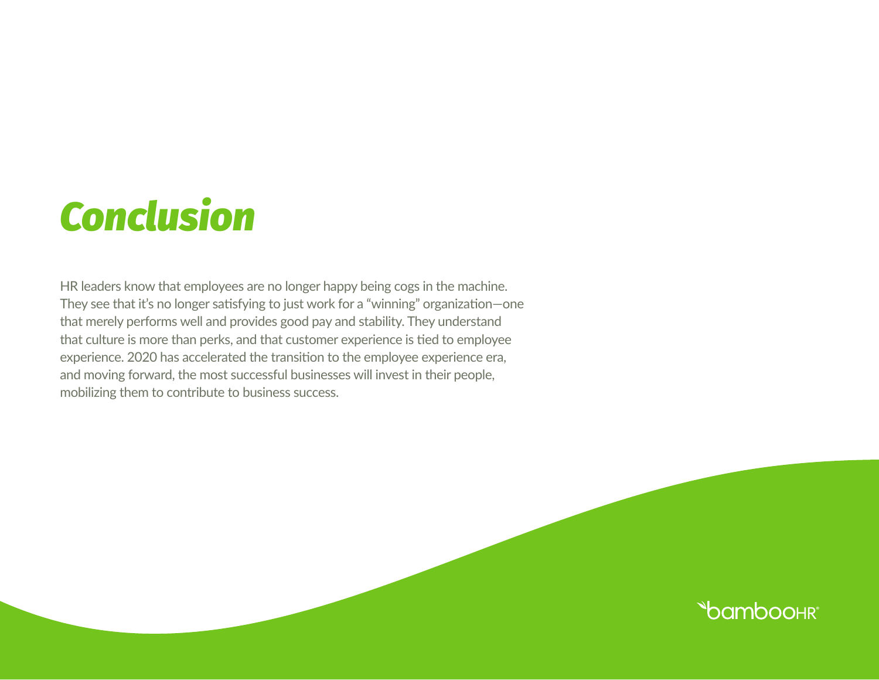# Conclusion

HR leaders know that employees are no longer happy being cogs in the machine. They see that it's no longer satisfying to just work for a "winning" organization—one that merely performs well and provides good pay and stability. They understand that culture is more than perks, and that customer experience is tied to employee experience. 2020 has accelerated the transition to the employee experience era, and moving forward, the most successful businesses will invest in their people, mobilizing them to contribute to business success.

bambooHR®